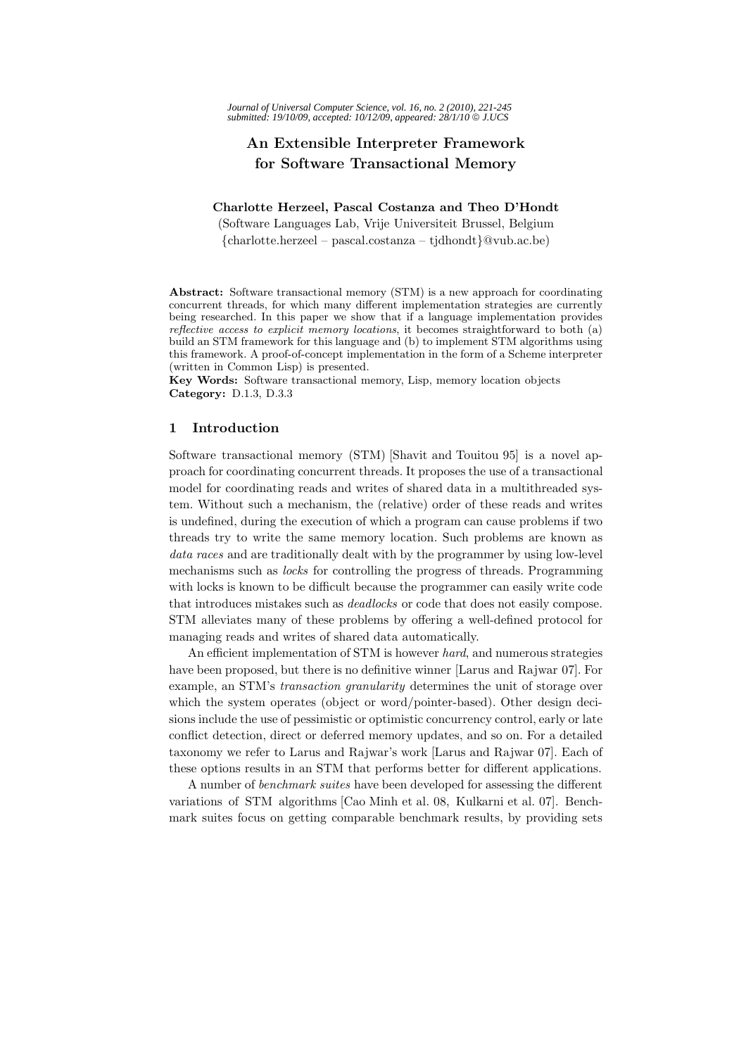# An Extensible Interpreter Framework for Software Transactional Memory

**Charlotte Herzeel, Pascal Costanza and Theo D'Hondt**

(Software Languages Lab, Vrije Universiteit Brussel, Belgium
{charlotte.herzeel – pascal.costanza – tjdhondt}@vub.ac.be)

**Abstract:** Software transactional memory (STM) is a new approach for coordinating concurrent threads, for which many different implementation strategies are currently being researched. In this paper we show that if a language implementation provides *reflective access to explicit memory locations*, it becomes straightforward to both (a) build an STM framework for this language and (b) to implement STM algorithms using this framework. A proof-of-concept implementation in the form of a Scheme interpreter (written in Common Lisp) is presented.

**Key Words:** Software transactional memory, Lisp, memory location objects

**Category:** D.1.3, D.3.3

## 1 Introduction

Software transactional memory (STM) [Shavit and Touitou 95] is a novel approach for coordinating concurrent threads. It proposes the use of a transactional model for coordinating reads and writes of shared data in a multithreaded system. Without such a mechanism, the (relative) order of these reads and writes is undefined, during the execution of which a program can cause problems if two threads try to write the same memory location. Such problems are known as *data races* and are traditionally dealt with by the programmer by using low-level mechanisms such as *locks* for controlling the progress of threads. Programming with locks is known to be difficult because the programmer can easily write code that introduces mistakes such as *deadlocks* or code that does not easily compose. STM alleviates many of these problems by offering a well-defined protocol for managing reads and writes of shared data automatically.

An efficient implementation of STM is however *hard*, and numerous strategies have been proposed, but there is no definitive winner [Larus and Rajwar 07]. For example, an STM's *transaction granularity* determines the unit of storage over which the system operates (object or word/pointer-based). Other design decisions include the use of pessimistic or optimistic concurrency control, early or late conflict detection, direct or deferred memory updates, and so on. For a detailed taxonomy we refer to Larus and Rajwar's work [Larus and Rajwar 07]. Each of these options results in an STM that performs better for different applications.

A number of *benchmark suites* have been developed for assessing the different variations of STM algorithms [Cao Minh et al. 08, Kulkarni et al. 07]. Benchmark suites focus on getting comparable benchmark results, by providing sets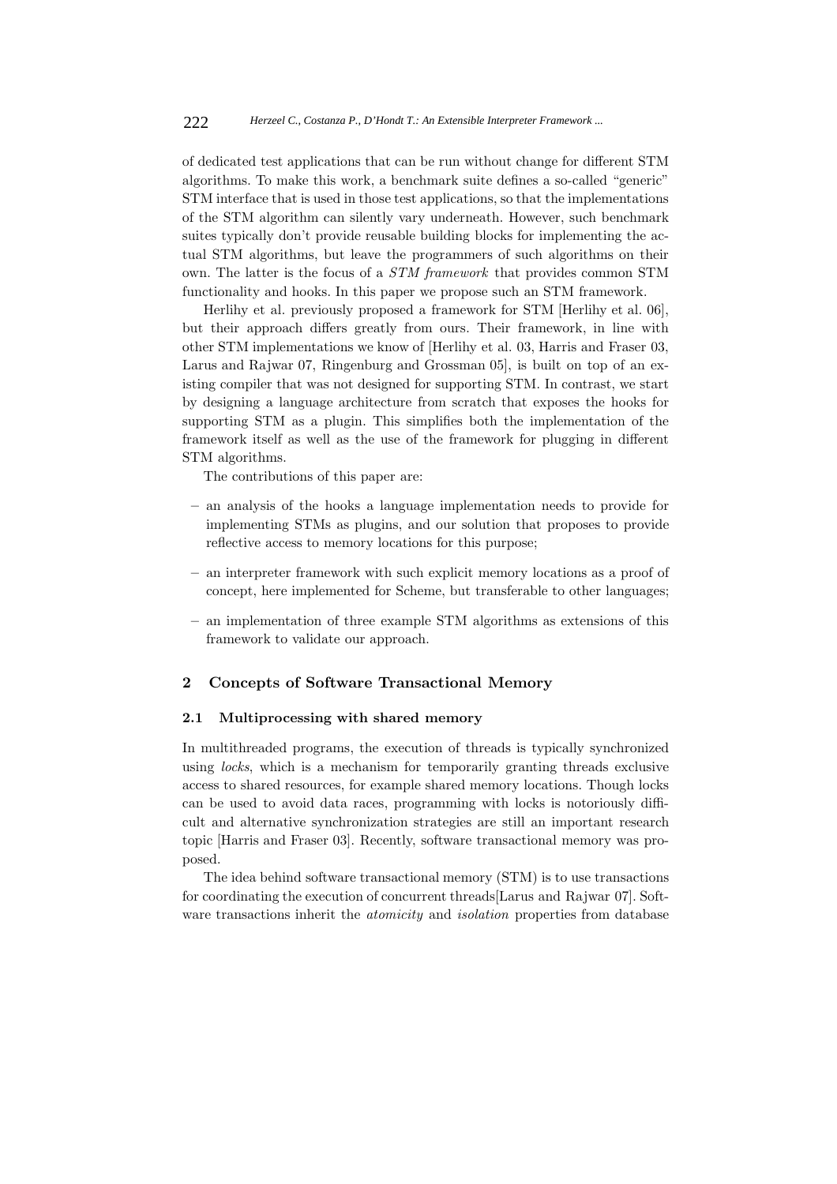of dedicated test applications that can be run without change for different STM algorithms. To make this work, a benchmark suite defines a so-called "generic" STM interface that is used in those test applications, so that the implementations of the STM algorithm can silently vary underneath. However, such benchmark suites typically don't provide reusable building blocks for implementing the actual STM algorithms, but leave the programmers of such algorithms on their own. The latter is the focus of a *STM framework* that provides common STM functionality and hooks. In this paper we propose such an STM framework.

Herlihy et al. previously proposed a framework for STM [Herlihy et al. 06], but their approach differs greatly from ours. Their framework, in line with other STM implementations we know of [Herlihy et al. 03, Harris and Fraser 03, Larus and Rajwar 07, Ringenburg and Grossman 05], is built on top of an existing compiler that was not designed for supporting STM. In contrast, we start by designing a language architecture from scratch that exposes the hooks for supporting STM as a plugin. This simplifies both the implementation of the framework itself as well as the use of the framework for plugging in different STM algorithms.

The contributions of this paper are:

- an analysis of the hooks a language implementation needs to provide for implementing STMs as plugins, and our solution that proposes to provide reflective access to memory locations for this purpose;
- an interpreter framework with such explicit memory locations as a proof of concept, here implemented for Scheme, but transferable to other languages;
- an implementation of three example STM algorithms as extensions of this framework to validate our approach.

## 2 Concepts of Software Transactional Memory

### 2.1 Multiprocessing with shared memory

In multithreaded programs, the execution of threads is typically synchronized using *locks*, which is a mechanism for temporarily granting threads exclusive access to shared resources, for example shared memory locations. Though locks can be used to avoid data races, programming with locks is notoriously difficult and alternative synchronization strategies are still an important research topic [Harris and Fraser 03]. Recently, software transactional memory was proposed.

The idea behind software transactional memory (STM) is to use transactions for coordinating the execution of concurrent threads[Larus and Rajwar 07]. Software transactions inherit the *atomicity* and *isolation* properties from database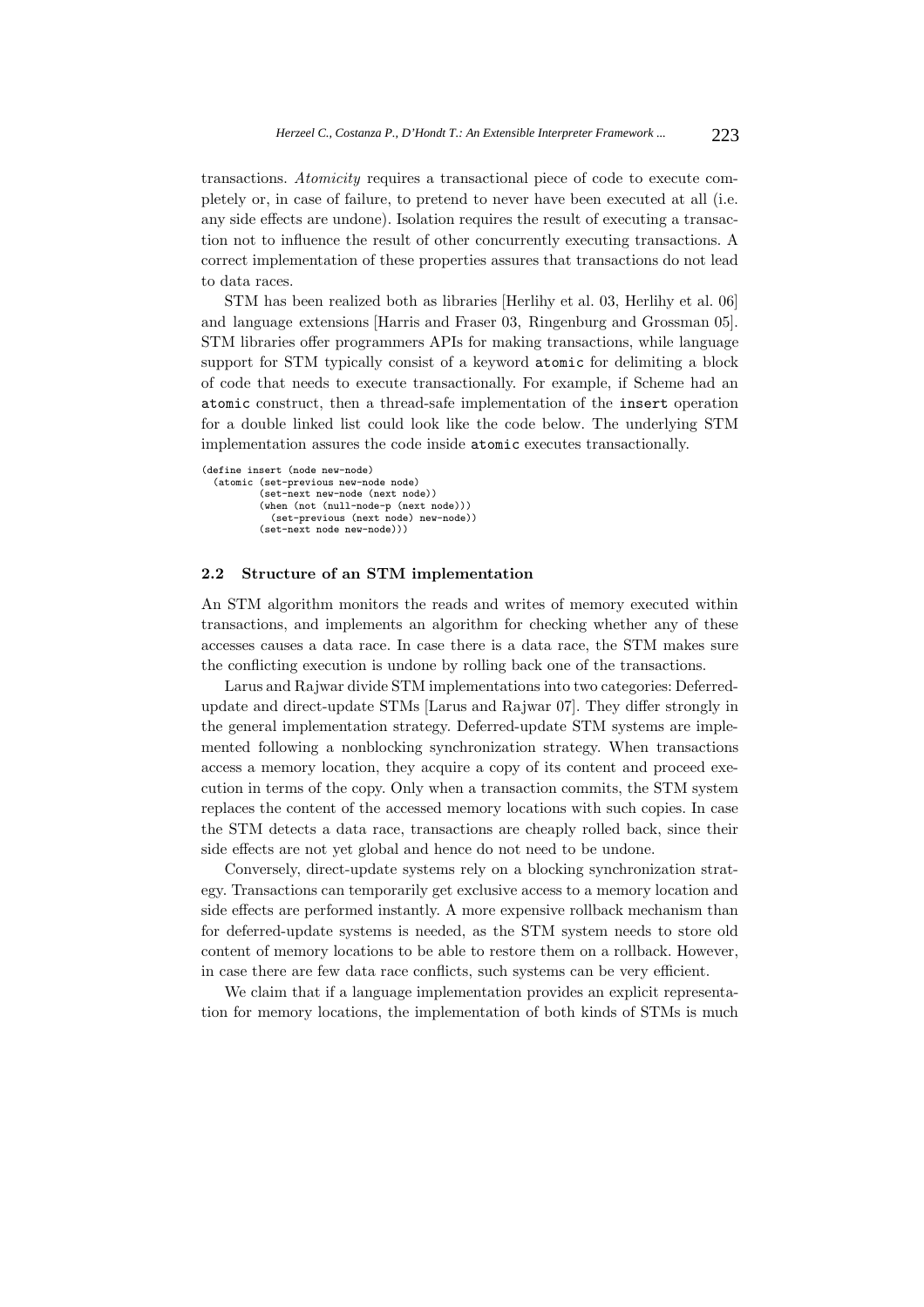transactions. *Atomicity* requires a transactional piece of code to execute completely or, in case of failure, to pretend to never have been executed at all (i.e. any side effects are undone). Isolation requires the result of executing a transaction not to influence the result of other concurrently executing transactions. A correct implementation of these properties assures that transactions do not lead to data races.

STM has been realized both as libraries [Herlihy et al. 03, Herlihy et al. 06] and language extensions [Harris and Fraser 03, Ringenburg and Grossman 05]. STM libraries offer programmers APIs for making transactions, while language support for STM typically consist of a keyword `atomic` for delimiting a block of code that needs to execute transactionally. For example, if Scheme had an `atomic` construct, then a thread-safe implementation of the `insert` operation for a double linked list could look like the code below. The underlying STM implementation assures the code inside `atomic` executes transactionally.

```
(define insert (node new-node)
  (atomic (set-previous new-node node)
          (set-next new-node (next node))
          (when (not (null-node-p (next node)))
            (set-previous (next node) new-node))
          (set-next node new-node)))
```

### 2.2 Structure of an STM implementation

An STM algorithm monitors the reads and writes of memory executed within transactions, and implements an algorithm for checking whether any of these accesses causes a data race. In case there is a data race, the STM makes sure the conflicting execution is undone by rolling back one of the transactions.

Larus and Rajwar divide STM implementations into two categories: Deferred-update and direct-update STMs [Larus and Rajwar 07]. They differ strongly in the general implementation strategy. Deferred-update STM systems are implemented following a nonblocking synchronization strategy. When transactions access a memory location, they acquire a copy of its content and proceed execution in terms of the copy. Only when a transaction commits, the STM system replaces the content of the accessed memory locations with such copies. In case the STM detects a data race, transactions are cheaply rolled back, since their side effects are not yet global and hence do not need to be undone.

Conversely, direct-update systems rely on a blocking synchronization strategy. Transactions can temporarily get exclusive access to a memory location and side effects are performed instantly. A more expensive rollback mechanism than for deferred-update systems is needed, as the STM system needs to store old content of memory locations to be able to restore them on a rollback. However, in case there are few data race conflicts, such systems can be very efficient.

We claim that if a language implementation provides an explicit representation for memory locations, the implementation of both kinds of STMs is much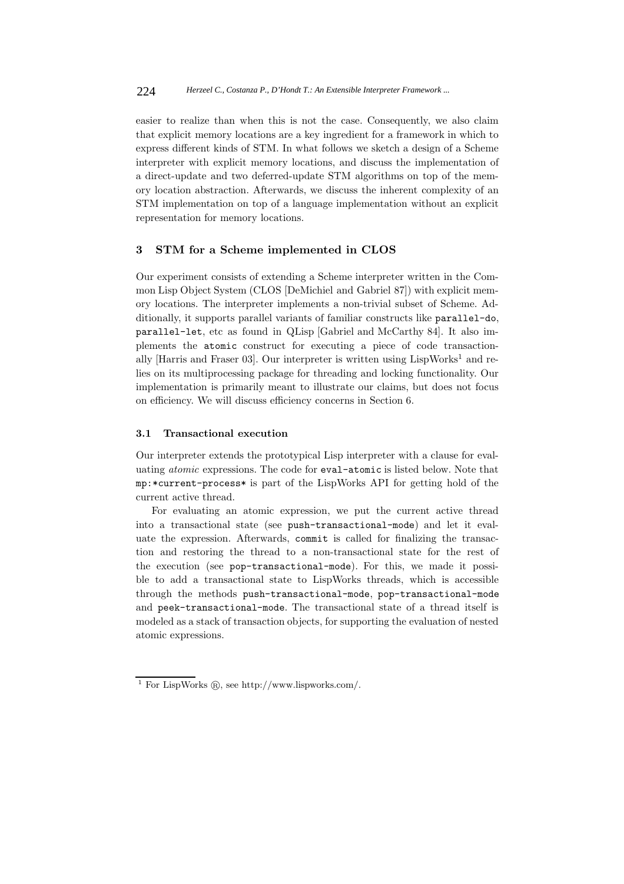easier to realize than when this is not the case. Consequently, we also claim that explicit memory locations are a key ingredient for a framework in which to express different kinds of STM. In what follows we sketch a design of a Scheme interpreter with explicit memory locations, and discuss the implementation of a direct-update and two deferred-update STM algorithms on top of the memory location abstraction. Afterwards, we discuss the inherent complexity of an STM implementation on top of a language implementation without an explicit representation for memory locations.

## 3 STM for a Scheme implemented in CLOS

Our experiment consists of extending a Scheme interpreter written in the Common Lisp Object System (CLOS [DeMichiel and Gabriel 87]) with explicit memory locations. The interpreter implements a non-trivial subset of Scheme. Additionally, it supports parallel variants of familiar constructs like `parallel-do`, `parallel-let`, etc as found in QLisp [Gabriel and McCarthy 84]. It also implements the `atomic` construct for executing a piece of code transactionally [Harris and Fraser 03]. Our interpreter is written using LispWorks[1] and relies on its multiprocessing package for threading and locking functionality. Our implementation is primarily meant to illustrate our claims, but does not focus on efficiency. We will discuss efficiency concerns in Section 6.

### 3.1 Transactional execution

Our interpreter extends the prototypical Lisp interpreter with a clause for evaluating *atomic* expressions. The code for `eval-atomic` is listed below. Note that `mp:*current-process*` is part of the LispWorks API for getting hold of the current active thread.

For evaluating an atomic expression, we put the current active thread into a transactional state (see `push-transactional-mode`) and let it evaluate the expression. Afterwards, `commit` is called for finalizing the transaction and restoring the thread to a non-transactional state for the rest of the execution (see `pop-transactional-mode`). For this, we made it possible to add a transactional state to LispWorks threads, which is accessible through the methods `push-transactional-mode`, `pop-transactional-mode` and `peek-transactional-mode`. The transactional state of a thread itself is modeled as a stack of transaction objects, for supporting the evaluation of nested atomic expressions.

[1] For LispWorks ®, see http://www.lispworks.com/.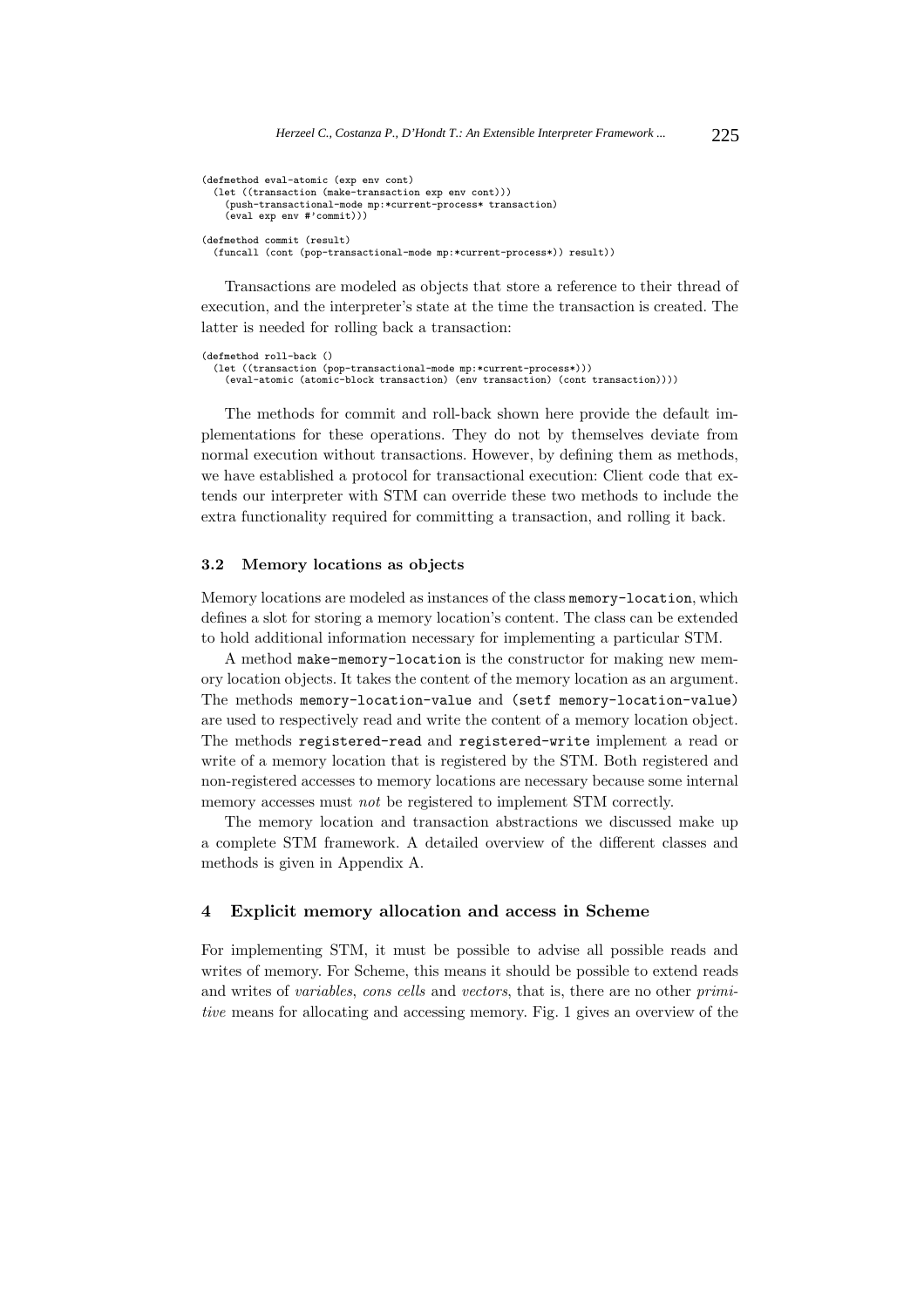```
(defmethod eval-atomic (exp env cont)
  (let ((transaction (make-transaction exp env cont)))
    (push-transactional-mode mp:*current-process* transaction)
    (eval exp env #'commit)))

(defmethod commit (result)
  (funcall (cont (pop-transactional-mode mp:*current-process*)) result))
```

Transactions are modeled as objects that store a reference to their thread of execution, and the interpreter's state at the time the transaction is created. The latter is needed for rolling back a transaction:

```
(defmethod roll-back ()
  (let ((transaction (pop-transactional-mode mp:*current-process*)))
    (eval-atomic (atomic-block transaction) (env transaction) (cont transaction))))
```

The methods for commit and roll-back shown here provide the default implementations for these operations. They do not by themselves deviate from normal execution without transactions. However, by defining them as methods, we have established a protocol for transactional execution: Client code that extends our interpreter with STM can override these two methods to include the extra functionality required for committing a transaction, and rolling it back.

### 3.2 Memory locations as objects

Memory locations are modeled as instances of the class `memory-location`, which defines a slot for storing a memory location's content. The class can be extended to hold additional information necessary for implementing a particular STM.

A method `make-memory-location` is the constructor for making new memory location objects. It takes the content of the memory location as an argument. The methods `memory-location-value` and `(setf memory-location-value)` are used to respectively read and write the content of a memory location object. The methods `registered-read` and `registered-write` implement a read or write of a memory location that is registered by the STM. Both registered and non-registered accesses to memory locations are necessary because some internal memory accesses must *not* be registered to implement STM correctly.

The memory location and transaction abstractions we discussed make up a complete STM framework. A detailed overview of the different classes and methods is given in Appendix A.

## 4 Explicit memory allocation and access in Scheme

For implementing STM, it must be possible to advise all possible reads and writes of memory. For Scheme, this means it should be possible to extend reads and writes of *variables*, *cons cells* and *vectors*, that is, there are no other *primitive* means for allocating and accessing memory. Fig. 1 gives an overview of the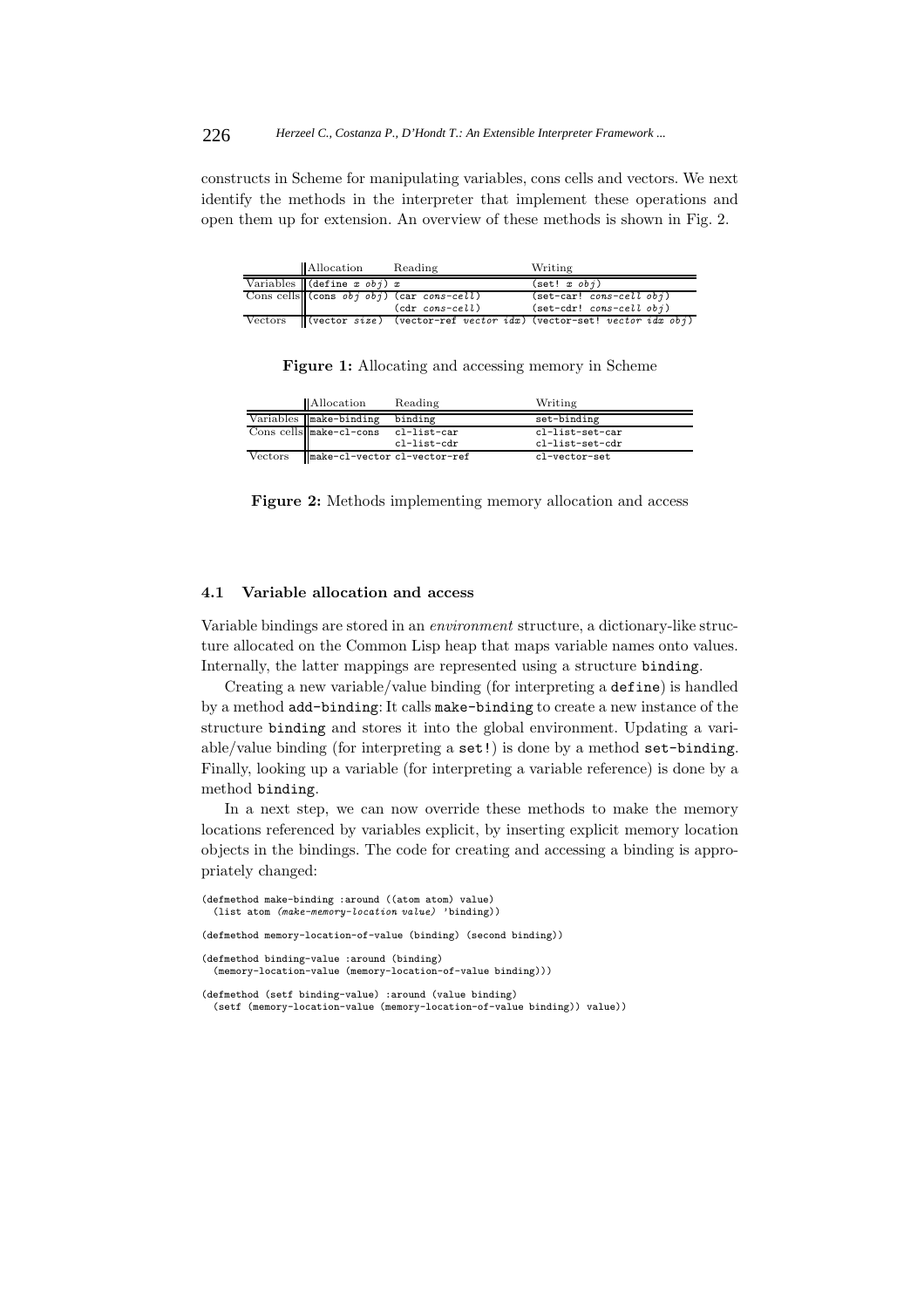constructs in Scheme for manipulating variables, cons cells and vectors. We next identify the methods in the interpreter that implement these operations and open them up for extension. An overview of these methods is shown in Fig. 2.

| | Allocation | Reading | Writing |
|---|---|---|---|
| Variables | `(define x obj)` | `x` | `(set! x obj)` |
| Cons cells | `(cons obj obj)` | `(car cons-cell)` | `(set-car! cons-cell obj)` |
| | | `(cdr cons-cell)` | `(set-cdr! cons-cell obj)` |
| Vectors | `(vector size)` | `(vector-ref vector idx)` | `(vector-set! vector idx obj)` |

**Figure 1:** Allocating and accessing memory in Scheme

| | Allocation | Reading | Writing |
|---|---|---|---|
| Variables | `make-binding` | `binding` | `set-binding` |
| Cons cells | `make-cl-cons` | `cl-list-car` | `cl-list-set-car` |
| | | `cl-list-cdr` | `cl-list-set-cdr` |
| Vectors | `make-cl-vector` | `cl-vector-ref` | `cl-vector-set` |

**Figure 2:** Methods implementing memory allocation and access

### 4.1 Variable allocation and access

Variable bindings are stored in an *environment* structure, a dictionary-like structure allocated on the Common Lisp heap that maps variable names onto values. Internally, the latter mappings are represented using a structure `binding`.

Creating a new variable/value binding (for interpreting a `define`) is handled by a method `add-binding`: It calls `make-binding` to create a new instance of the structure `binding` and stores it into the global environment. Updating a variable/value binding (for interpreting a `set!`) is done by a method `set-binding`. Finally, looking up a variable (for interpreting a variable reference) is done by a method `binding`.

In a next step, we can now override these methods to make the memory locations referenced by variables explicit, by inserting explicit memory location objects in the bindings. The code for creating and accessing a binding is appropriately changed:

```
(defmethod make-binding :around ((atom atom) value)
  (list atom (make-memory-location value) 'binding))

(defmethod memory-location-of-value (binding) (second binding))

(defmethod binding-value :around (binding)
  (memory-location-value (memory-location-of-value binding)))

(defmethod (setf binding-value) :around (value binding)
  (setf (memory-location-value (memory-location-of-value binding)) value))
```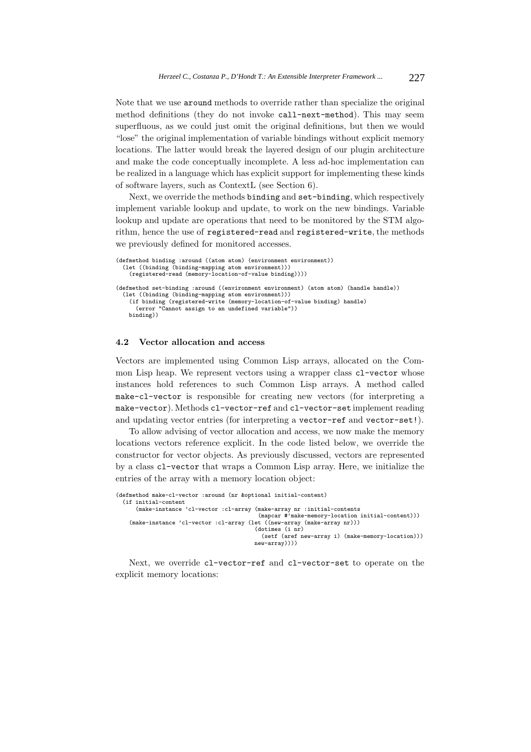Note that we use `around` methods to override rather than specialize the original method definitions (they do not invoke `call-next-method`). This may seem superfluous, as we could just omit the original definitions, but then we would "lose" the original implementation of variable bindings without explicit memory locations. The latter would break the layered design of our plugin architecture and make the code conceptually incomplete. A less ad-hoc implementation can be realized in a language which has explicit support for implementing these kinds of software layers, such as ContextL (see Section 6).

Next, we override the methods `binding` and `set-binding`, which respectively implement variable lookup and update, to work on the new bindings. Variable lookup and update are operations that need to be monitored by the STM algorithm, hence the use of `registered-read` and `registered-write`, the methods we previously defined for monitored accesses.

```
(defmethod binding :around ((atom atom) (environment environment))
  (let ((binding (binding-mapping atom environment)))
    (registered-read (memory-location-of-value binding))))

(defmethod set-binding :around ((environment environment) (atom atom) (handle handle))
  (let ((binding (binding-mapping atom environment)))
    (if binding (registered-write (memory-location-of-value binding) handle)
      (error "Cannot assign to an undefined variable"))
    binding))
```

### 4.2 Vector allocation and access

Vectors are implemented using Common Lisp arrays, allocated on the Common Lisp heap. We represent vectors using a wrapper class `cl-vector` whose instances hold references to such Common Lisp arrays. A method called `make-cl-vector` is responsible for creating new vectors (for interpreting a `make-vector`). Methods `cl-vector-ref` and `cl-vector-set` implement reading and updating vector entries (for interpreting a `vector-ref` and `vector-set!`).

To allow advising of vector allocation and access, we now make the memory locations vectors reference explicit. In the code listed below, we override the constructor for vector objects. As previously discussed, vectors are represented by a class `cl-vector` that wraps a Common Lisp array. Here, we initialize the entries of the array with a memory location object:

```
(defmethod make-cl-vector :around (nr &optional initial-content)
  (if initial-content
      (make-instance 'cl-vector :cl-array (make-array nr :initial-contents
                                           (mapcar #'make-memory-location initial-content)))
    (make-instance 'cl-vector :cl-array (let ((new-array (make-array nr)))
                                          (dotimes (i nr)
                                            (setf (aref new-array i) (make-memory-location)))
                                          new-array))))
```

Next, we override `cl-vector-ref` and `cl-vector-set` to operate on the explicit memory locations: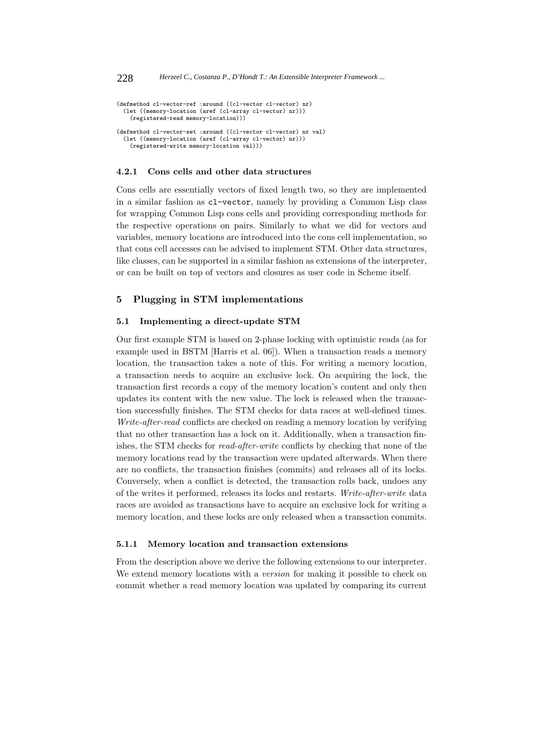```
(defmethod cl-vector-ref :around ((cl-vector cl-vector) nr)
  (let ((memory-location (aref (cl-array cl-vector) nr)))
    (registered-read memory-location)))

(defmethod cl-vector-set :around ((cl-vector cl-vector) nr val)
  (let ((memory-location (aref (cl-array cl-vector) nr)))
    (registered-write memory-location val)))
```

#### 4.2.1 Cons cells and other data structures

Cons cells are essentially vectors of fixed length two, so they are implemented in a similar fashion as `cl-vector`, namely by providing a Common Lisp class for wrapping Common Lisp cons cells and providing corresponding methods for the respective operations on pairs. Similarly to what we did for vectors and variables, memory locations are introduced into the cons cell implementation, so that cons cell accesses can be advised to implement STM. Other data structures, like classes, can be supported in a similar fashion as extensions of the interpreter, or can be built on top of vectors and closures as user code in Scheme itself.

## 5 Plugging in STM implementations

### 5.1 Implementing a direct-update STM

Our first example STM is based on 2-phase locking with optimistic reads (as for example used in BSTM [Harris et al. 06]). When a transaction reads a memory location, the transaction takes a note of this. For writing a memory location, a transaction needs to acquire an exclusive lock. On acquiring the lock, the transaction first records a copy of the memory location's content and only then updates its content with the new value. The lock is released when the transaction successfully finishes. The STM checks for data races at well-defined times. *Write-after-read* conflicts are checked on reading a memory location by verifying that no other transaction has a lock on it. Additionally, when a transaction finishes, the STM checks for *read-after-write* conflicts by checking that none of the memory locations read by the transaction were updated afterwards. When there are no conflicts, the transaction finishes (commits) and releases all of its locks. Conversely, when a conflict is detected, the transaction rolls back, undoes any of the writes it performed, releases its locks and restarts. *Write-after-write* data races are avoided as transactions have to acquire an exclusive lock for writing a memory location, and these locks are only released when a transaction commits.

#### 5.1.1 Memory location and transaction extensions

From the description above we derive the following extensions to our interpreter. We extend memory locations with a *version* for making it possible to check on commit whether a read memory location was updated by comparing its current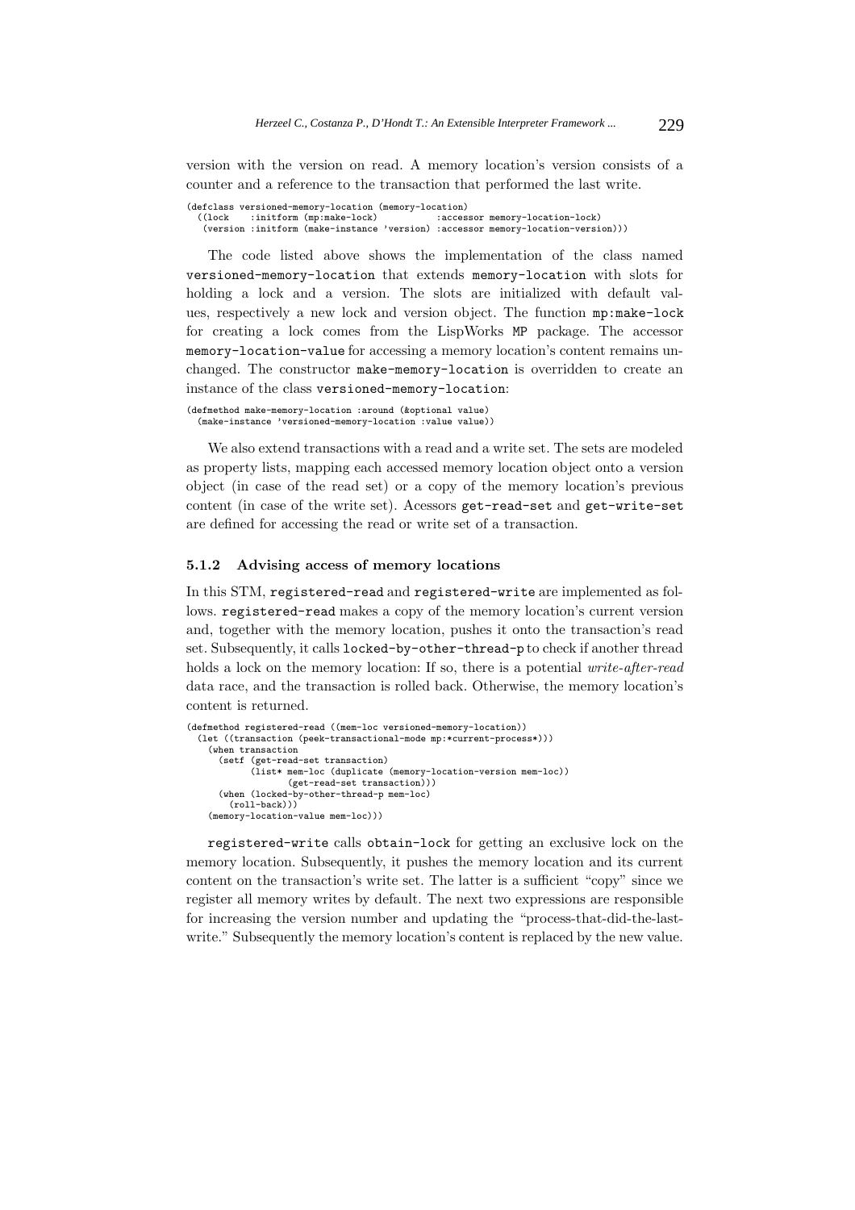version with the version on read. A memory location's version consists of a counter and a reference to the transaction that performed the last write.

```
(defclass versioned-memory-location (memory-location)
  ((lock    :initform (mp:make-lock)           :accessor memory-location-lock)
   (version :initform (make-instance 'version) :accessor memory-location-version)))
```

The code listed above shows the implementation of the class named `versioned-memory-location` that extends `memory-location` with slots for holding a lock and a version. The slots are initialized with default values, respectively a new lock and version object. The function `mp:make-lock` for creating a lock comes from the LispWorks `MP` package. The accessor `memory-location-value` for accessing a memory location's content remains unchanged. The constructor `make-memory-location` is overridden to create an instance of the class `versioned-memory-location`:

```
(defmethod make-memory-location :around (&optional value)
  (make-instance 'versioned-memory-location :value value))
```

We also extend transactions with a read and a write set. The sets are modeled as property lists, mapping each accessed memory location object onto a version object (in case of the read set) or a copy of the memory location's previous content (in case of the write set). Acessors `get-read-set` and `get-write-set` are defined for accessing the read or write set of a transaction.

#### 5.1.2 Advising access of memory locations

In this STM, `registered-read` and `registered-write` are implemented as follows. `registered-read` makes a copy of the memory location's current version and, together with the memory location, pushes it onto the transaction's read set. Subsequently, it calls `locked-by-other-thread-p` to check if another thread holds a lock on the memory location: If so, there is a potential *write-after-read* data race, and the transaction is rolled back. Otherwise, the memory location's content is returned.

```
(defmethod registered-read ((mem-loc versioned-memory-location))
  (let ((transaction (peek-transactional-mode mp:*current-process*)))
    (when transaction
      (setf (get-read-set transaction)
            (list* mem-loc (duplicate (memory-location-version mem-loc))
                   (get-read-set transaction)))
      (when (locked-by-other-thread-p mem-loc)
        (roll-back)))
    (memory-location-value mem-loc)))
```

`registered-write` calls `obtain-lock` for getting an exclusive lock on the memory location. Subsequently, it pushes the memory location and its current content on the transaction's write set. The latter is a sufficient "copy" since we register all memory writes by default. The next two expressions are responsible for increasing the version number and updating the "process-that-did-the-last-write." Subsequently the memory location's content is replaced by the new value.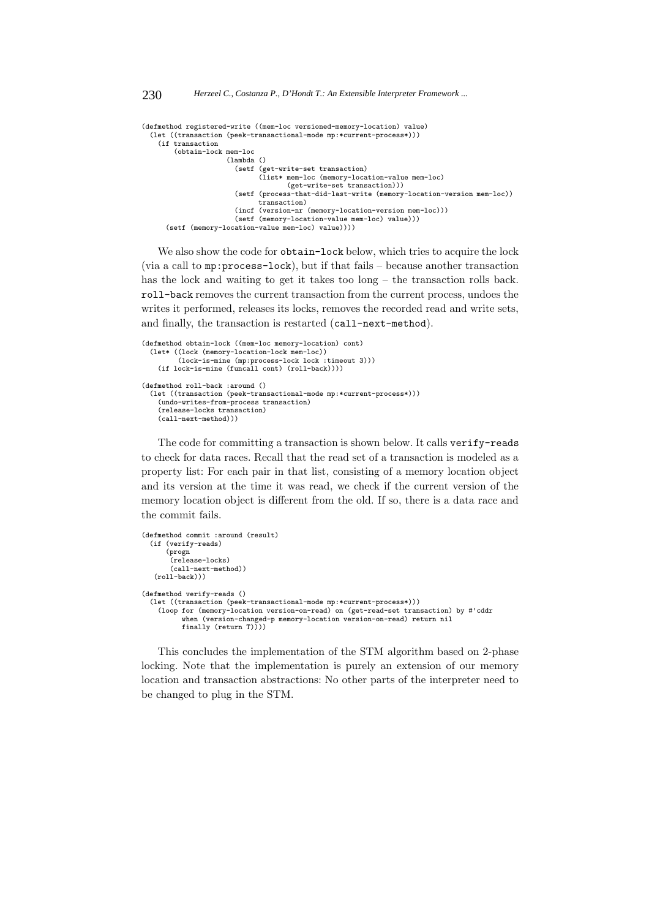```
(defmethod registered-write ((mem-loc versioned-memory-location) value)
  (let ((transaction (peek-transactional-mode mp:*current-process*)))
    (if transaction
        (obtain-lock mem-loc
                     (lambda ()
                       (setf (get-write-set transaction)
                             (list* mem-loc (memory-location-value mem-loc)
                                    (get-write-set transaction)))
                       (setf (process-that-did-last-write (memory-location-version mem-loc))
                             transaction)
                       (incf (version-nr (memory-location-version mem-loc)))
                       (setf (memory-location-value mem-loc) value)))
      (setf (memory-location-value mem-loc) value))))
```

We also show the code for `obtain-lock` below, which tries to acquire the lock (via a call to `mp:process-lock`), but if that fails – because another transaction has the lock and waiting to get it takes too long – the transaction rolls back. `roll-back` removes the current transaction from the current process, undoes the writes it performed, releases its locks, removes the recorded read and write sets, and finally, the transaction is restarted (`call-next-method`).

```
(defmethod obtain-lock ((mem-loc memory-location) cont)
  (let* ((lock (memory-location-lock mem-loc))
         (lock-is-mine (mp:process-lock lock :timeout 3)))
    (if lock-is-mine (funcall cont) (roll-back))))

(defmethod roll-back :around ()
  (let ((transaction (peek-transactional-mode mp:*current-process*)))
    (undo-writes-from-process transaction)
    (release-locks transaction)
    (call-next-method)))
```

The code for committing a transaction is shown below. It calls `verify-reads` to check for data races. Recall that the read set of a transaction is modeled as a property list: For each pair in that list, consisting of a memory location object and its version at the time it was read, we check if the current version of the memory location object is different from the old. If so, there is a data race and the commit fails.

```
(defmethod commit :around (result)
  (if (verify-reads)
      (progn
       (release-locks)
       (call-next-method))
   (roll-back)))

(defmethod verify-reads ()
  (let ((transaction (peek-transactional-mode mp:*current-process*)))
    (loop for (memory-location version-on-read) on (get-read-set transaction) by #'cddr
          when (version-changed-p memory-location version-on-read) return nil
          finally (return T))))
```

This concludes the implementation of the STM algorithm based on 2-phase locking. Note that the implementation is purely an extension of our memory location and transaction abstractions: No other parts of the interpreter need to be changed to plug in the STM.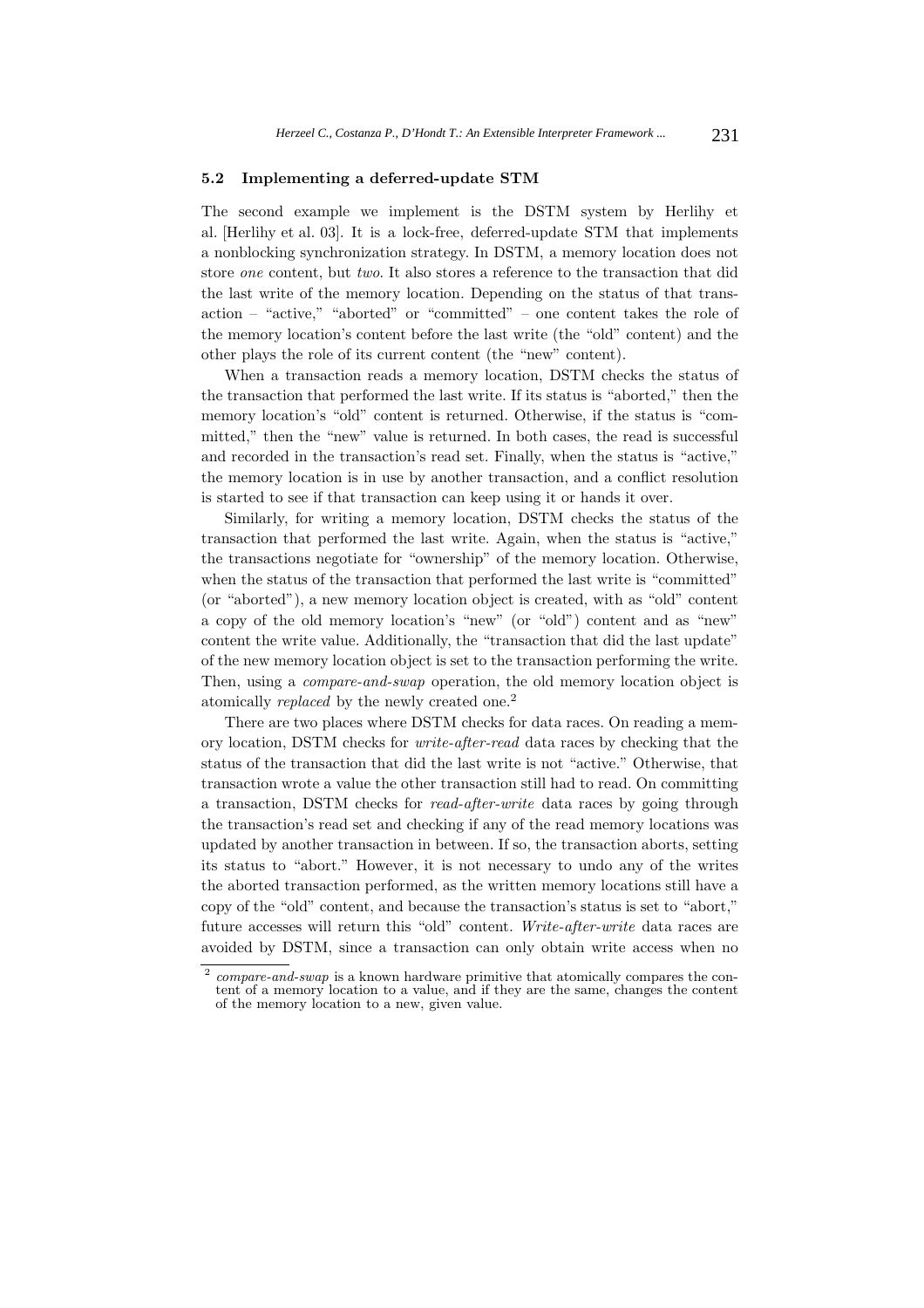### 5.2 Implementing a deferred-update STM

The second example we implement is the DSTM system by Herlihy et al. [Herlihy et al. 03]. It is a lock-free, deferred-update STM that implements a nonblocking synchronization strategy. In DSTM, a memory location does not store *one* content, but *two*. It also stores a reference to the transaction that did the last write of the memory location. Depending on the status of that transaction – "active," "aborted" or "committed" – one content takes the role of the memory location's content before the last write (the "old" content) and the other plays the role of its current content (the "new" content).

When a transaction reads a memory location, DSTM checks the status of the transaction that performed the last write. If its status is "aborted," then the memory location's "old" content is returned. Otherwise, if the status is "committed," then the "new" value is returned. In both cases, the read is successful and recorded in the transaction's read set. Finally, when the status is "active," the memory location is in use by another transaction, and a conflict resolution is started to see if that transaction can keep using it or hands it over.

Similarly, for writing a memory location, DSTM checks the status of the transaction that performed the last write. Again, when the status is "active," the transactions negotiate for "ownership" of the memory location. Otherwise, when the status of the transaction that performed the last write is "committed" (or "aborted"), a new memory location object is created, with as "old" content a copy of the old memory location's "new" (or "old") content and as "new" content the write value. Additionally, the "transaction that did the last update" of the new memory location object is set to the transaction performing the write. Then, using a *compare-and-swap* operation, the old memory location object is atomically *replaced* by the newly created one.[2]

There are two places where DSTM checks for data races. On reading a memory location, DSTM checks for *write-after-read* data races by checking that the status of the transaction that did the last write is not "active." Otherwise, that transaction wrote a value the other transaction still had to read. On committing a transaction, DSTM checks for *read-after-write* data races by going through the transaction's read set and checking if any of the read memory locations was updated by another transaction in between. If so, the transaction aborts, setting its status to "abort." However, it is not necessary to undo any of the writes the aborted transaction performed, as the written memory locations still have a copy of the "old" content, and because the transaction's status is set to "abort," future accesses will return this "old" content. *Write-after-write* data races are avoided by DSTM, since a transaction can only obtain write access when no

---

[2] *compare-and-swap* is a known hardware primitive that atomically compares the content of a memory location to a value, and if they are the same, changes the content of the memory location to a new, given value.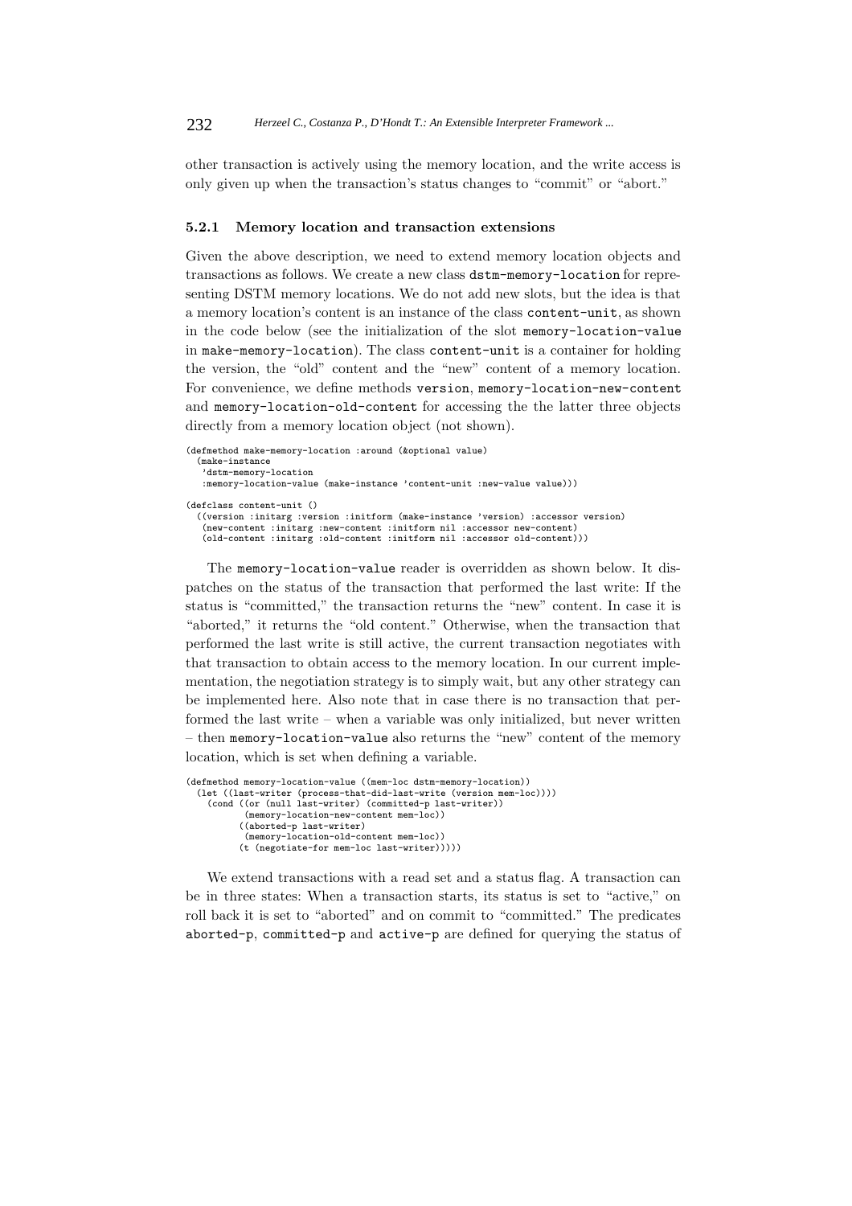other transaction is actively using the memory location, and the write access is only given up when the transaction's status changes to "commit" or "abort."

#### 5.2.1 Memory location and transaction extensions

Given the above description, we need to extend memory location objects and transactions as follows. We create a new class `dstm-memory-location` for representing DSTM memory locations. We do not add new slots, but the idea is that a memory location's content is an instance of the class `content-unit`, as shown in the code below (see the initialization of the slot `memory-location-value` in `make-memory-location`). The class `content-unit` is a container for holding the version, the "old" content and the "new" content of a memory location. For convenience, we define methods `version`, `memory-location-new-content` and `memory-location-old-content` for accessing the the latter three objects directly from a memory location object (not shown).

```
(defmethod make-memory-location :around (&optional value)
  (make-instance
   'dstm-memory-location
   :memory-location-value (make-instance 'content-unit :new-value value)))

(defclass content-unit ()
  ((version :initarg :version :initform (make-instance 'version) :accessor version)
   (new-content :initarg :new-content :initform nil :accessor new-content)
   (old-content :initarg :old-content :initform nil :accessor old-content)))
```

The `memory-location-value` reader is overridden as shown below. It dispatches on the status of the transaction that performed the last write: If the status is "committed," the transaction returns the "new" content. In case it is "aborted," it returns the "old content." Otherwise, when the transaction that performed the last write is still active, the current transaction negotiates with that transaction to obtain access to the memory location. In our current implementation, the negotiation strategy is to simply wait, but any other strategy can be implemented here. Also note that in case there is no transaction that performed the last write – when a variable was only initialized, but never written – then `memory-location-value` also returns the "new" content of the memory location, which is set when defining a variable.

```
(defmethod memory-location-value ((mem-loc dstm-memory-location))
  (let ((last-writer (process-that-did-last-write (version mem-loc))))
    (cond ((or (null last-writer) (committed-p last-writer))
           (memory-location-new-content mem-loc))
          ((aborted-p last-writer)
           (memory-location-old-content mem-loc))
          (t (negotiate-for mem-loc last-writer)))))
```

We extend transactions with a read set and a status flag. A transaction can be in three states: When a transaction starts, its status is set to "active," on roll back it is set to "aborted" and on commit to "committed." The predicates `aborted-p`, `committed-p` and `active-p` are defined for querying the status of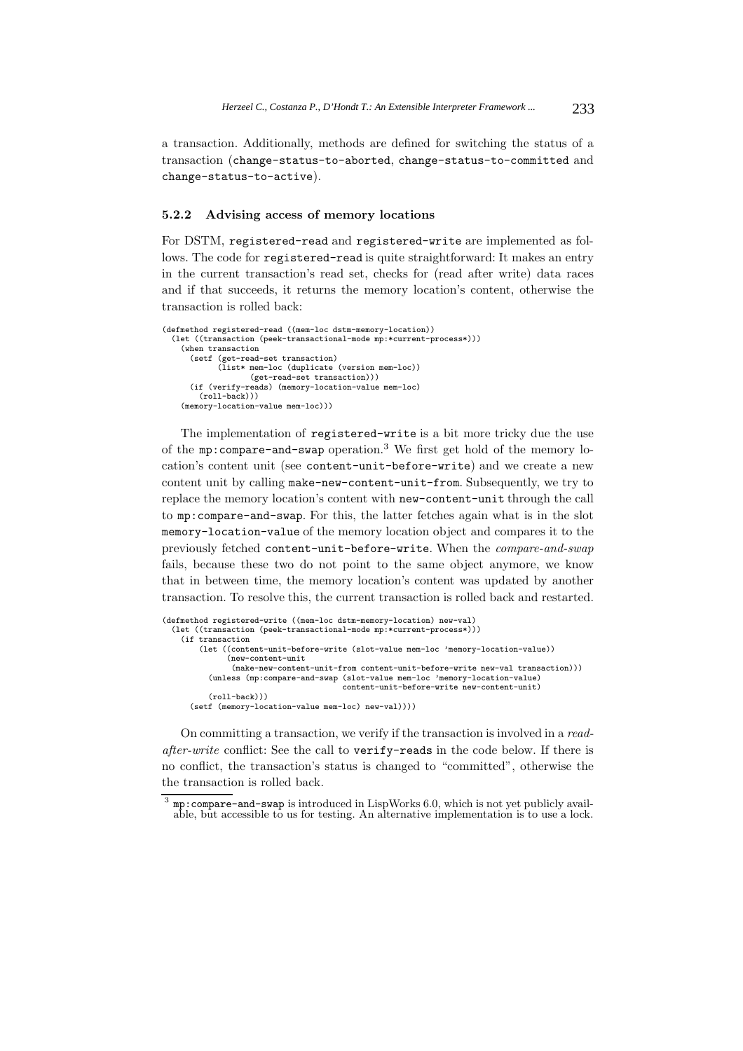a transaction. Additionally, methods are defined for switching the status of a transaction (change-status-to-aborted, change-status-to-committed and change-status-to-active).

### 5.2.2 Advising access of memory locations

For DSTM, registered-read and registered-write are implemented as follows. The code for registered-read is quite straightforward: It makes an entry in the current transaction's read set, checks for (read after write) data races and if that succeeds, it returns the memory location's content, otherwise the transaction is rolled back:

```
(defmethod registered-read ((mem-loc dstm-memory-location))
  (let ((transaction (peek-transactional-mode mp:*current-process*)))
    (when transaction
      (setf (get-read-set transaction)
            (list* mem-loc (duplicate (version mem-loc))
                   (get-read-set transaction)))
      (if (verify-reads) (memory-location-value mem-loc)
        (roll-back)))
    (memory-location-value mem-loc)))
```

The implementation of registered-write is a bit more tricky due the use of the mp:compare-and-swap operation.[3] We first get hold of the memory location's content unit (see content-unit-before-write) and we create a new content unit by calling make-new-content-unit-from. Subsequently, we try to replace the memory location's content with new-content-unit through the call to mp:compare-and-swap. For this, the latter fetches again what is in the slot memory-location-value of the memory location object and compares it to the previously fetched content-unit-before-write. When the *compare-and-swap* fails, because these two do not point to the same object anymore, we know that in between time, the memory location's content was updated by another transaction. To resolve this, the current transaction is rolled back and restarted.

```
(defmethod registered-write ((mem-loc dstm-memory-location) new-val)
  (let ((transaction (peek-transactional-mode mp:*current-process*)))
    (if transaction
        (let ((content-unit-before-write (slot-value mem-loc 'memory-location-value))
              (new-content-unit
               (make-new-content-unit-from content-unit-before-write new-val transaction)))
          (unless (mp:compare-and-swap (slot-value mem-loc 'memory-location-value)
                                       content-unit-before-write new-content-unit)
          (roll-back)))
      (setf (memory-location-value mem-loc) new-val))))
```

On committing a transaction, we verify if the transaction is involved in a *read-after-write* conflict: See the call to verify-reads in the code below. If there is no conflict, the transaction's status is changed to "committed", otherwise the the transaction is rolled back.

[3] mp:compare-and-swap is introduced in LispWorks 6.0, which is not yet publicly available, but accessible to us for testing. An alternative implementation is to use a lock.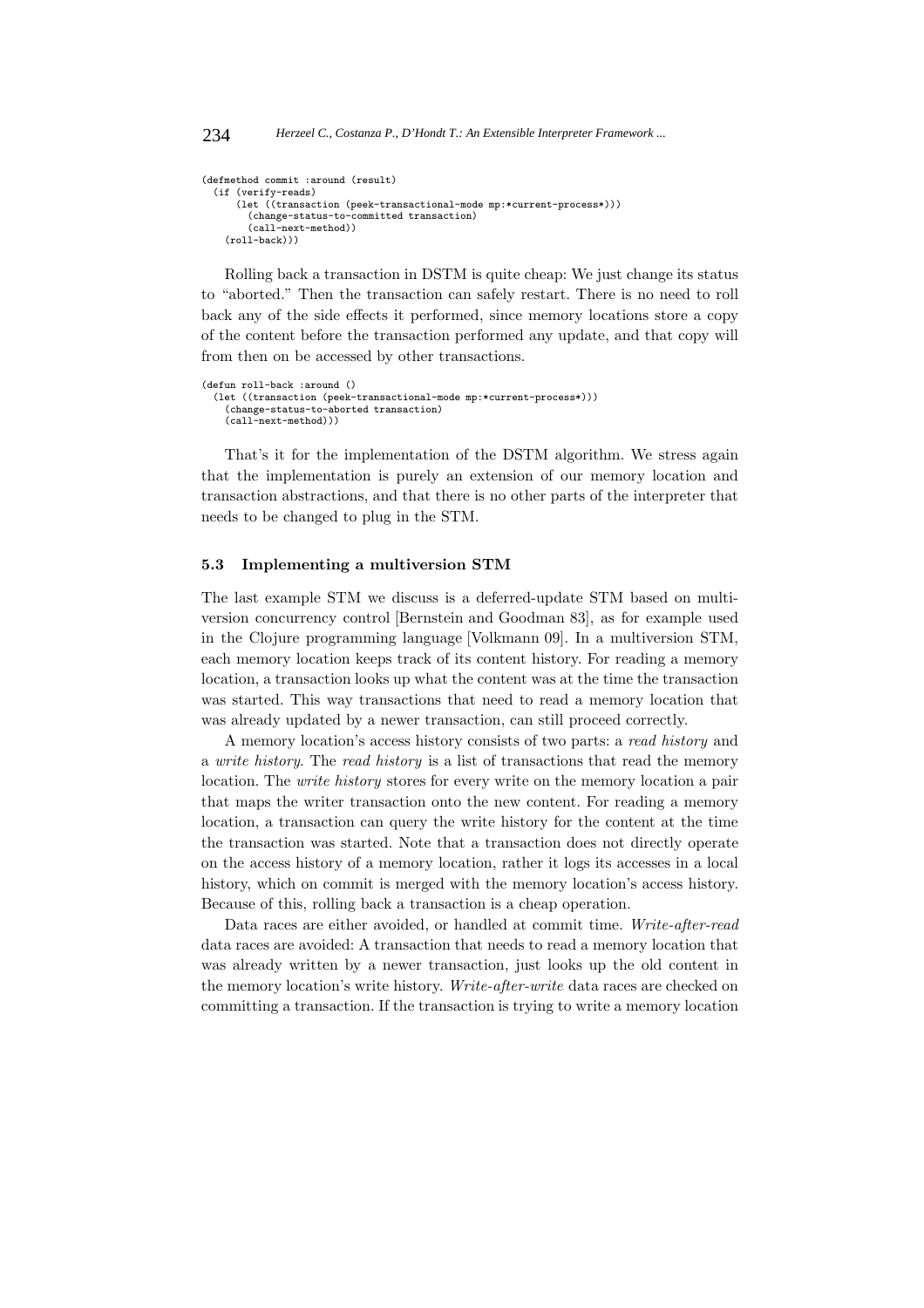```
(defmethod commit :around (result)
  (if (verify-reads)
      (let ((transaction (peek-transactional-mode mp:*current-process*)))
        (change-status-to-committed transaction)
        (call-next-method))
    (roll-back)))
```

Rolling back a transaction in DSTM is quite cheap: We just change its status to "aborted." Then the transaction can safely restart. There is no need to roll back any of the side effects it performed, since memory locations store a copy of the content before the transaction performed any update, and that copy will from then on be accessed by other transactions.

```
(defun roll-back :around ()
  (let ((transaction (peek-transactional-mode mp:*current-process*)))
    (change-status-to-aborted transaction)
    (call-next-method)))
```

That's it for the implementation of the DSTM algorithm. We stress again that the implementation is purely an extension of our memory location and transaction abstractions, and that there is no other parts of the interpreter that needs to be changed to plug in the STM.

### 5.3 Implementing a multiversion STM

The last example STM we discuss is a deferred-update STM based on multiversion concurrency control [Bernstein and Goodman 83], as for example used in the Clojure programming language [Volkmann 09]. In a multiversion STM, each memory location keeps track of its content history. For reading a memory location, a transaction looks up what the content was at the time the transaction was started. This way transactions that need to read a memory location that was already updated by a newer transaction, can still proceed correctly.

A memory location's access history consists of two parts: a *read history* and a *write history*. The *read history* is a list of transactions that read the memory location. The *write history* stores for every write on the memory location a pair that maps the writer transaction onto the new content. For reading a memory location, a transaction can query the write history for the content at the time the transaction was started. Note that a transaction does not directly operate on the access history of a memory location, rather it logs its accesses in a local history, which on commit is merged with the memory location's access history. Because of this, rolling back a transaction is a cheap operation.

Data races are either avoided, or handled at commit time. *Write-after-read* data races are avoided: A transaction that needs to read a memory location that was already written by a newer transaction, just looks up the old content in the memory location's write history. *Write-after-write* data races are checked on committing a transaction. If the transaction is trying to write a memory location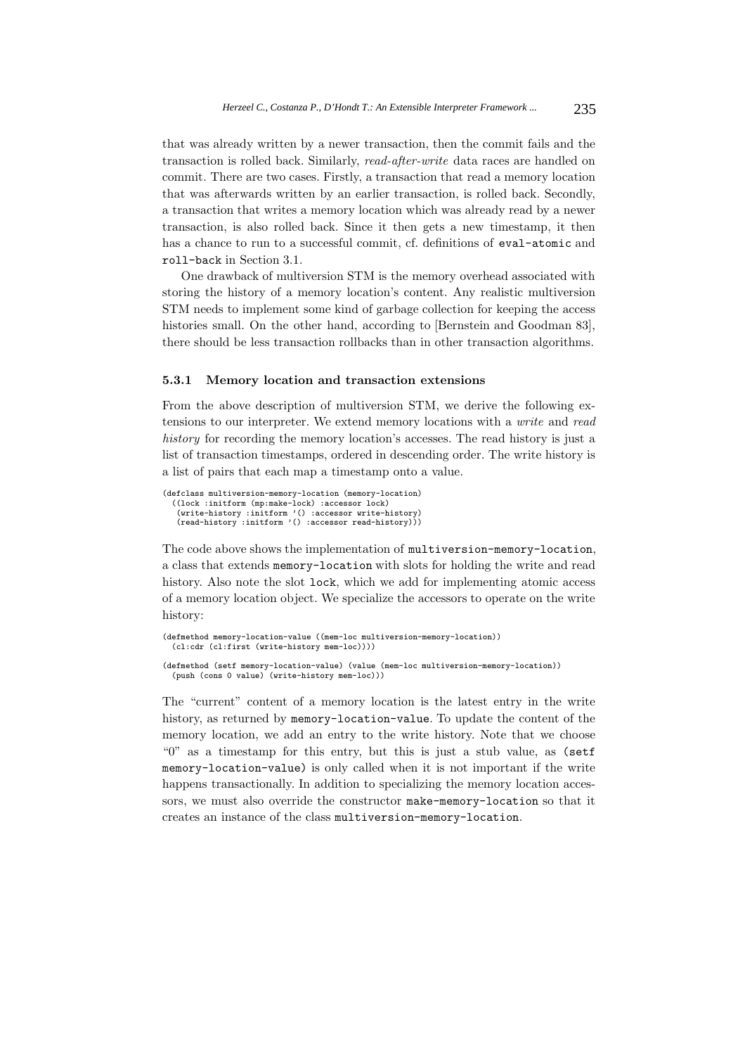that was already written by a newer transaction, then the commit fails and the transaction is rolled back. Similarly, *read-after-write* data races are handled on commit. There are two cases. Firstly, a transaction that read a memory location that was afterwards written by an earlier transaction, is rolled back. Secondly, a transaction that writes a memory location which was already read by a newer transaction, is also rolled back. Since it then gets a new timestamp, it then has a chance to run to a successful commit, cf. definitions of `eval-atomic` and `roll-back` in Section 3.1.

One drawback of multiversion STM is the memory overhead associated with storing the history of a memory location's content. Any realistic multiversion STM needs to implement some kind of garbage collection for keeping the access histories small. On the other hand, according to [Bernstein and Goodman 83], there should be less transaction rollbacks than in other transaction algorithms.

### 5.3.1 Memory location and transaction extensions

From the above description of multiversion STM, we derive the following extensions to our interpreter. We extend memory locations with a *write* and *read history* for recording the memory location's accesses. The read history is just a list of transaction timestamps, ordered in descending order. The write history is a list of pairs that each map a timestamp onto a value.

```
(defclass multiversion-memory-location (memory-location)
  ((lock :initform (mp:make-lock) :accessor lock)
   (write-history :initform '() :accessor write-history)
   (read-history :initform '() :accessor read-history)))
```

The code above shows the implementation of `multiversion-memory-location`, a class that extends `memory-location` with slots for holding the write and read history. Also note the slot `lock`, which we add for implementing atomic access of a memory location object. We specialize the accessors to operate on the write history:

```
(defmethod memory-location-value ((mem-loc multiversion-memory-location))
  (cl:cdr (cl:first (write-history mem-loc))))

(defmethod (setf memory-location-value) (value (mem-loc multiversion-memory-location))
  (push (cons 0 value) (write-history mem-loc)))
```

The "current" content of a memory location is the latest entry in the write history, as returned by `memory-location-value`. To update the content of the memory location, we add an entry to the write history. Note that we choose "0" as a timestamp for this entry, but this is just a stub value, as `(setf memory-location-value)` is only called when it is not important if the write happens transactionally. In addition to specializing the memory location accessors, we must also override the constructor `make-memory-location` so that it creates an instance of the class `multiversion-memory-location`.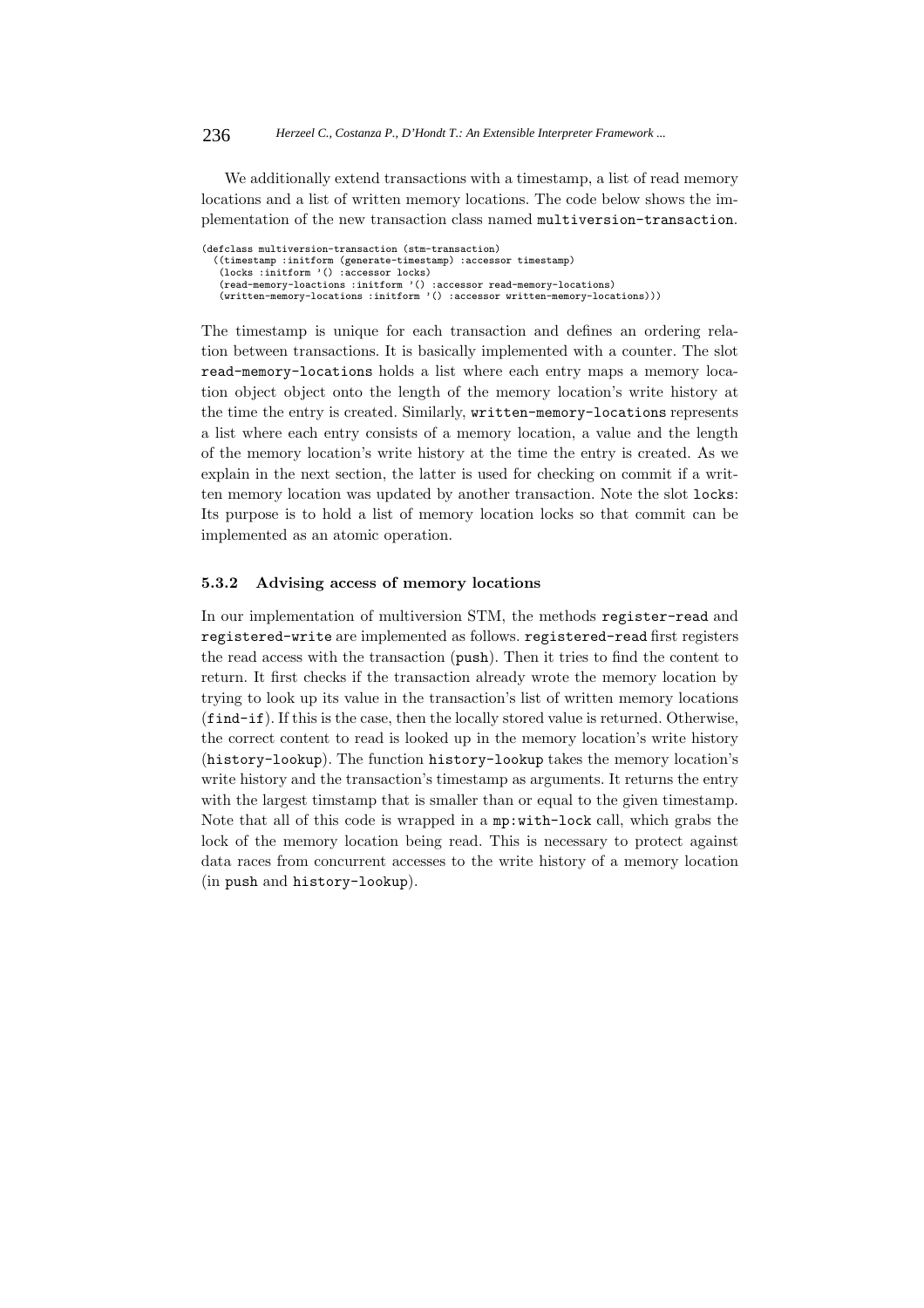We additionally extend transactions with a timestamp, a list of read memory locations and a list of written memory locations. The code below shows the implementation of the new transaction class named `multiversion-transaction`.

```
(defclass multiversion-transaction (stm-transaction)
  ((timestamp :initform (generate-timestamp) :accessor timestamp)
   (locks :initform '() :accessor locks)
   (read-memory-loactions :initform '() :accessor read-memory-locations)
   (written-memory-locations :initform '() :accessor written-memory-locations)))
```

The timestamp is unique for each transaction and defines an ordering relation between transactions. It is basically implemented with a counter. The slot `read-memory-locations` holds a list where each entry maps a memory location object object onto the length of the memory location's write history at the time the entry is created. Similarly, `written-memory-locations` represents a list where each entry consists of a memory location, a value and the length of the memory location's write history at the time the entry is created. As we explain in the next section, the latter is used for checking on commit if a written memory location was updated by another transaction. Note the slot `locks`: Its purpose is to hold a list of memory location locks so that commit can be implemented as an atomic operation.

### 5.3.2 Advising access of memory locations

In our implementation of multiversion STM, the methods `register-read` and `registered-write` are implemented as follows. `registered-read` first registers the read access with the transaction (`push`). Then it tries to find the content to return. It first checks if the transaction already wrote the memory location by trying to look up its value in the transaction's list of written memory locations (`find-if`). If this is the case, then the locally stored value is returned. Otherwise, the correct content to read is looked up in the memory location's write history (`history-lookup`). The function `history-lookup` takes the memory location's write history and the transaction's timestamp as arguments. It returns the entry with the largest timstamp that is smaller than or equal to the given timestamp. Note that all of this code is wrapped in a `mp:with-lock` call, which grabs the lock of the memory location being read. This is necessary to protect against data races from concurrent accesses to the write history of a memory location (in `push` and `history-lookup`).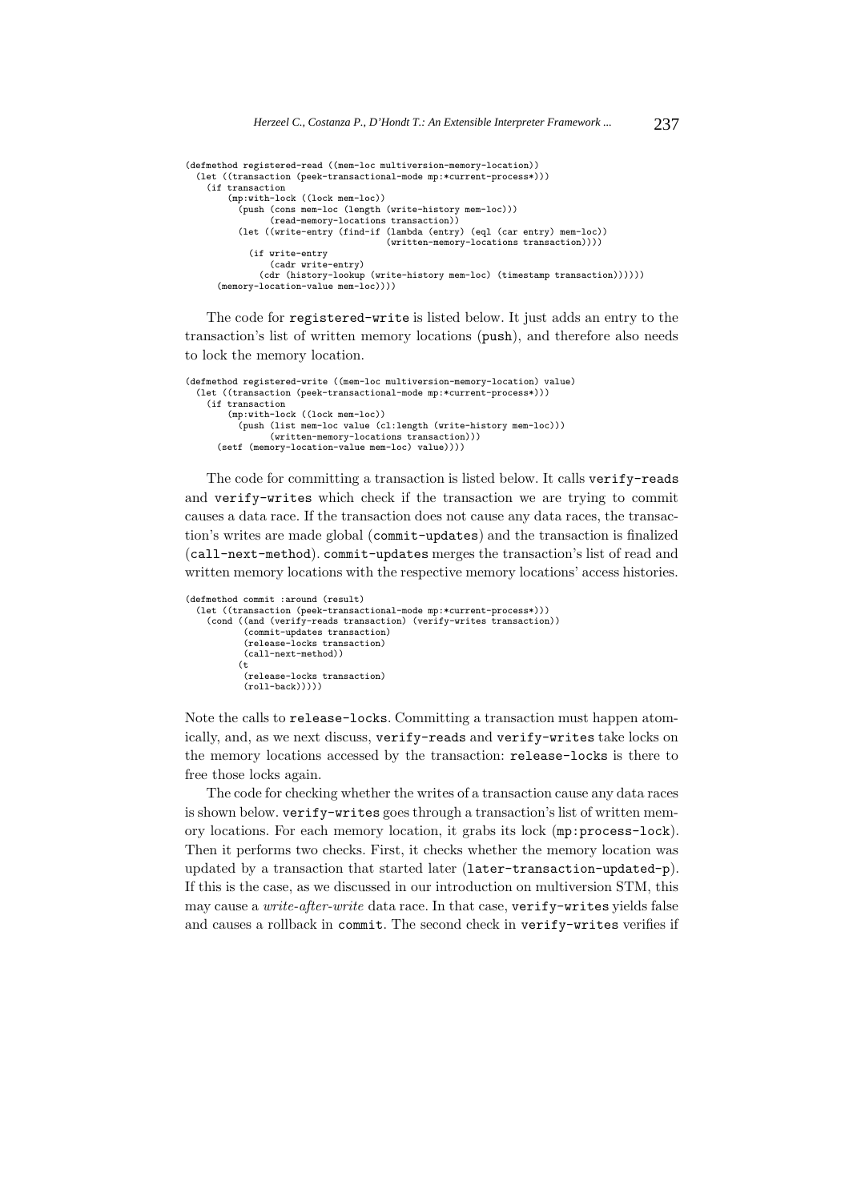```
(defmethod registered-read ((mem-loc multiversion-memory-location))
  (let ((transaction (peek-transactional-mode mp:*current-process*)))
    (if transaction
        (mp:with-lock ((lock mem-loc))
          (push (cons mem-loc (length (write-history mem-loc)))
                (read-memory-locations transaction))
          (let ((write-entry (find-if (lambda (entry) (eql (car entry) mem-loc))
                                      (written-memory-locations transaction))))
            (if write-entry
                (cadr write-entry)
              (cdr (history-lookup (write-history mem-loc) (timestamp transaction))))))
      (memory-location-value mem-loc))))
```

The code for `registered-write` is listed below. It just adds an entry to the transaction's list of written memory locations (`push`), and therefore also needs to lock the memory location.

```
(defmethod registered-write ((mem-loc multiversion-memory-location) value)
  (let ((transaction (peek-transactional-mode mp:*current-process*)))
    (if transaction
        (mp:with-lock ((lock mem-loc))
          (push (list mem-loc value (cl:length (write-history mem-loc)))
                (written-memory-locations transaction)))
      (setf (memory-location-value mem-loc) value))))
```

The code for committing a transaction is listed below. It calls `verify-reads` and `verify-writes` which check if the transaction we are trying to commit causes a data race. If the transaction does not cause any data races, the transaction's writes are made global (`commit-updates`) and the transaction is finalized (`call-next-method`). `commit-updates` merges the transaction's list of read and written memory locations with the respective memory locations' access histories.

```
(defmethod commit :around (result)
  (let ((transaction (peek-transactional-mode mp:*current-process*)))
    (cond ((and (verify-reads transaction) (verify-writes transaction))
           (commit-updates transaction)
           (release-locks transaction)
           (call-next-method))
          (t
           (release-locks transaction)
           (roll-back)))))
```

Note the calls to `release-locks`. Committing a transaction must happen atomically, and, as we next discuss, `verify-reads` and `verify-writes` take locks on the memory locations accessed by the transaction: `release-locks` is there to free those locks again.

The code for checking whether the writes of a transaction cause any data races is shown below. `verify-writes` goes through a transaction's list of written memory locations. For each memory location, it grabs its lock (`mp:process-lock`). Then it performs two checks. First, it checks whether the memory location was updated by a transaction that started later (`later-transaction-updated-p`). If this is the case, as we discussed in our introduction on multiversion STM, this may cause a *write-after-write* data race. In that case, `verify-writes` yields false and causes a rollback in `commit`. The second check in `verify-writes` verifies if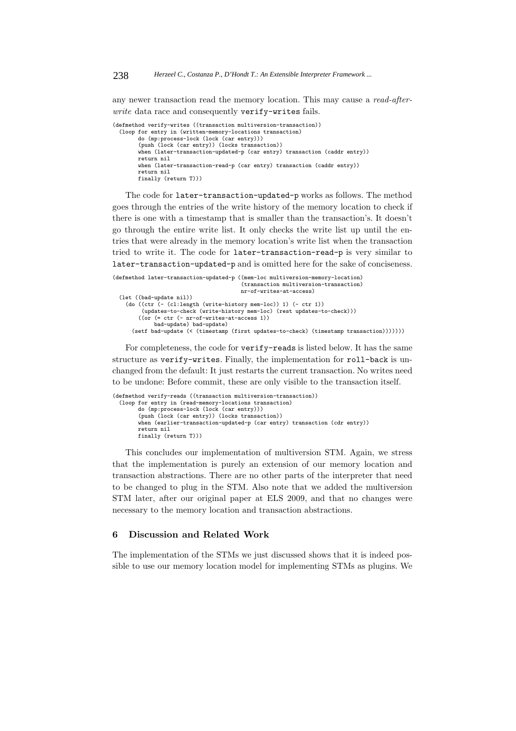any newer transaction read the memory location. This may cause a *read-after-write* data race and consequently `verify-writes` fails.

```
(defmethod verify-writes ((transaction multiversion-transaction))
  (loop for entry in (written-memory-locations transaction)
        do (mp:process-lock (lock (car entry)))
        (push (lock (car entry)) (locks transaction))
        when (later-transaction-updated-p (car entry) transaction (caddr entry))
        return nil
        when (later-transaction-read-p (car entry) transaction (caddr entry))
        return nil
        finally (return T)))
```

The code for `later-transaction-updated-p` works as follows. The method goes through the entries of the write history of the memory location to check if there is one with a timestamp that is smaller than the transaction's. It doesn't go through the entire write list. It only checks the write list up until the entries that were already in the memory location's write list when the transaction tried to write it. The code for `later-transaction-read-p` is very similar to `later-transaction-updated-p` and is omitted here for the sake of conciseness.

```
(defmethod later-transaction-updated-p ((mem-loc multiversion-memory-location)
                                         (transaction multiversion-transaction)
                                         nr-of-writes-at-access)
  (let ((bad-update nil))
    (do ((ctr (- (cl:length (write-history mem-loc)) 1) (- ctr 1))
         (updates-to-check (write-history mem-loc) (rest updates-to-check)))
        ((or (= ctr (- nr-of-writes-at-access 1))
             bad-update) bad-update)
      (setf bad-update (< (timestamp (first updates-to-check) (timestamp transaction)))))))
```

For completeness, the code for `verify-reads` is listed below. It has the same structure as `verify-writes`. Finally, the implementation for `roll-back` is unchanged from the default: It just restarts the current transaction. No writes need to be undone: Before commit, these are only visible to the transaction itself.

```
(defmethod verify-reads ((transaction multiversion-transaction))
  (loop for entry in (read-memory-locations transaction)
        do (mp:process-lock (lock (car entry)))
        (push (lock (car entry)) (locks transaction))
        when (earlier-transaction-updated-p (car entry) transaction (cdr entry))
        return nil
        finally (return T)))
```

This concludes our implementation of multiversion STM. Again, we stress that the implementation is purely an extension of our memory location and transaction abstractions. There are no other parts of the interpreter that need to be changed to plug in the STM. Also note that we added the multiversion STM later, after our original paper at ELS 2009, and that no changes were necessary to the memory location and transaction abstractions.

## 6 Discussion and Related Work

The implementation of the STMs we just discussed shows that it is indeed possible to use our memory location model for implementing STMs as plugins. We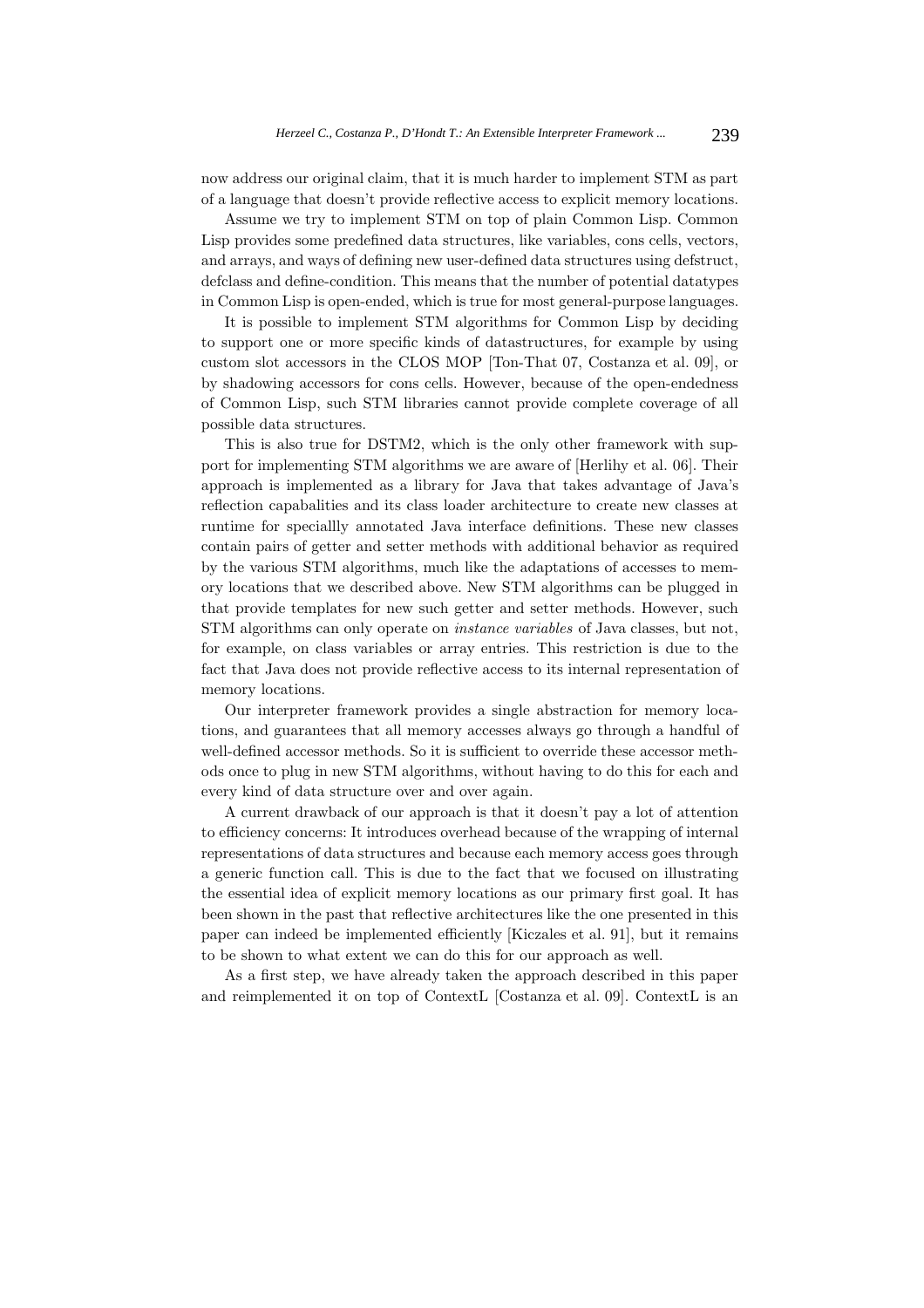now address our original claim, that it is much harder to implement STM as part of a language that doesn't provide reflective access to explicit memory locations.

Assume we try to implement STM on top of plain Common Lisp. Common Lisp provides some predefined data structures, like variables, cons cells, vectors, and arrays, and ways of defining new user-defined data structures using defstruct, defclass and define-condition. This means that the number of potential datatypes in Common Lisp is open-ended, which is true for most general-purpose languages.

It is possible to implement STM algorithms for Common Lisp by deciding to support one or more specific kinds of datastructures, for example by using custom slot accessors in the CLOS MOP [Ton-That 07, Costanza et al. 09], or by shadowing accessors for cons cells. However, because of the open-endedness of Common Lisp, such STM libraries cannot provide complete coverage of all possible data structures.

This is also true for DSTM2, which is the only other framework with support for implementing STM algorithms we are aware of [Herlihy et al. 06]. Their approach is implemented as a library for Java that takes advantage of Java's reflection capabalities and its class loader architecture to create new classes at runtime for speciallly annotated Java interface definitions. These new classes contain pairs of getter and setter methods with additional behavior as required by the various STM algorithms, much like the adaptations of accesses to memory locations that we described above. New STM algorithms can be plugged in that provide templates for new such getter and setter methods. However, such STM algorithms can only operate on *instance variables* of Java classes, but not, for example, on class variables or array entries. This restriction is due to the fact that Java does not provide reflective access to its internal representation of memory locations.

Our interpreter framework provides a single abstraction for memory locations, and guarantees that all memory accesses always go through a handful of well-defined accessor methods. So it is sufficient to override these accessor methods once to plug in new STM algorithms, without having to do this for each and every kind of data structure over and over again.

A current drawback of our approach is that it doesn't pay a lot of attention to efficiency concerns: It introduces overhead because of the wrapping of internal representations of data structures and because each memory access goes through a generic function call. This is due to the fact that we focused on illustrating the essential idea of explicit memory locations as our primary first goal. It has been shown in the past that reflective architectures like the one presented in this paper can indeed be implemented efficiently [Kiczales et al. 91], but it remains to be shown to what extent we can do this for our approach as well.

As a first step, we have already taken the approach described in this paper and reimplemented it on top of ContextL [Costanza et al. 09]. ContextL is an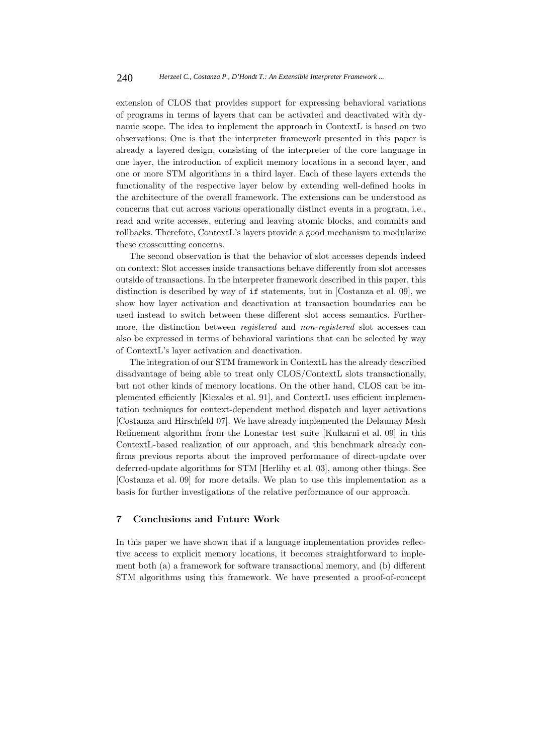extension of CLOS that provides support for expressing behavioral variations of programs in terms of layers that can be activated and deactivated with dynamic scope. The idea to implement the approach in ContextL is based on two observations: One is that the interpreter framework presented in this paper is already a layered design, consisting of the interpreter of the core language in one layer, the introduction of explicit memory locations in a second layer, and one or more STM algorithms in a third layer. Each of these layers extends the functionality of the respective layer below by extending well-defined hooks in the architecture of the overall framework. The extensions can be understood as concerns that cut across various operationally distinct events in a program, i.e., read and write accesses, entering and leaving atomic blocks, and commits and rollbacks. Therefore, ContextL's layers provide a good mechanism to modularize these crosscutting concerns.

The second observation is that the behavior of slot accesses depends indeed on context: Slot accesses inside transactions behave differently from slot accesses outside of transactions. In the interpreter framework described in this paper, this distinction is described by way of `if` statements, but in [Costanza et al. 09], we show how layer activation and deactivation at transaction boundaries can be used instead to switch between these different slot access semantics. Furthermore, the distinction between *registered* and *non-registered* slot accesses can also be expressed in terms of behavioral variations that can be selected by way of ContextL's layer activation and deactivation.

The integration of our STM framework in ContextL has the already described disadvantage of being able to treat only CLOS/ContextL slots transactionally, but not other kinds of memory locations. On the other hand, CLOS can be implemented efficiently [Kiczales et al. 91], and ContextL uses efficient implementation techniques for context-dependent method dispatch and layer activations [Costanza and Hirschfeld 07]. We have already implemented the Delaunay Mesh Refinement algorithm from the Lonestar test suite [Kulkarni et al. 09] in this ContextL-based realization of our approach, and this benchmark already confirms previous reports about the improved performance of direct-update over deferred-update algorithms for STM [Herlihy et al. 03], among other things. See [Costanza et al. 09] for more details. We plan to use this implementation as a basis for further investigations of the relative performance of our approach.

## 7 Conclusions and Future Work

In this paper we have shown that if a language implementation provides reflective access to explicit memory locations, it becomes straightforward to implement both (a) a framework for software transactional memory, and (b) different STM algorithms using this framework. We have presented a proof-of-concept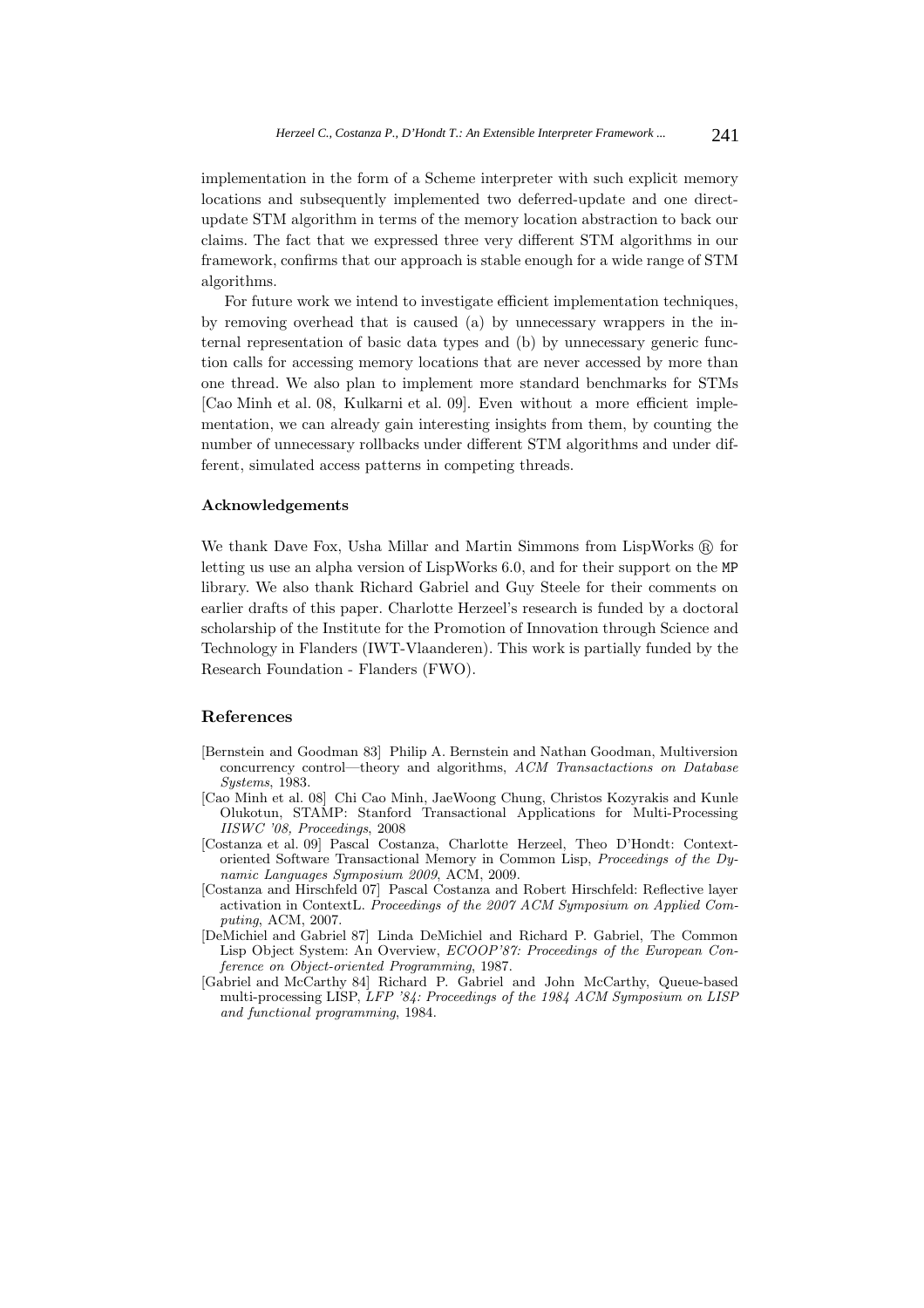implementation in the form of a Scheme interpreter with such explicit memory locations and subsequently implemented two deferred-update and one direct-update STM algorithm in terms of the memory location abstraction to back our claims. The fact that we expressed three very different STM algorithms in our framework, confirms that our approach is stable enough for a wide range of STM algorithms.

For future work we intend to investigate efficient implementation techniques, by removing overhead that is caused (a) by unnecessary wrappers in the internal representation of basic data types and (b) by unnecessary generic function calls for accessing memory locations that are never accessed by more than one thread. We also plan to implement more standard benchmarks for STMs [Cao Minh et al. 08, Kulkarni et al. 09]. Even without a more efficient implementation, we can already gain interesting insights from them, by counting the number of unnecessary rollbacks under different STM algorithms and under different, simulated access patterns in competing threads.

### Acknowledgements

We thank Dave Fox, Usha Millar and Martin Simmons from LispWorks ® for letting us use an alpha version of LispWorks 6.0, and for their support on the `MP` library. We also thank Richard Gabriel and Guy Steele for their comments on earlier drafts of this paper. Charlotte Herzeel's research is funded by a doctoral scholarship of the Institute for the Promotion of Innovation through Science and Technology in Flanders (IWT-Vlaanderen). This work is partially funded by the Research Foundation - Flanders (FWO).

## References

[Bernstein and Goodman 83] Philip A. Bernstein and Nathan Goodman, Multiversion concurrency control—theory and algorithms, *ACM Transactactions on Database Systems*, 1983.

[Cao Minh et al. 08] Chi Cao Minh, JaeWoong Chung, Christos Kozyrakis and Kunle Olukotun, STAMP: Stanford Transactional Applications for Multi-Processing *IISWC '08, Proceedings*, 2008

[Costanza et al. 09] Pascal Costanza, Charlotte Herzeel, Theo D'Hondt: Context-oriented Software Transactional Memory in Common Lisp, *Proceedings of the Dynamic Languages Symposium 2009*, ACM, 2009.

[Costanza and Hirschfeld 07] Pascal Costanza and Robert Hirschfeld: Reflective layer activation in ContextL. *Proceedings of the 2007 ACM Symposium on Applied Computing*, ACM, 2007.

[DeMichiel and Gabriel 87] Linda DeMichiel and Richard P. Gabriel, The Common Lisp Object System: An Overview, *ECOOP'87: Proceedings of the European Conference on Object-oriented Programming*, 1987.

[Gabriel and McCarthy 84] Richard P. Gabriel and John McCarthy, Queue-based multi-processing LISP, *LFP '84: Proceedings of the 1984 ACM Symposium on LISP and functional programming*, 1984.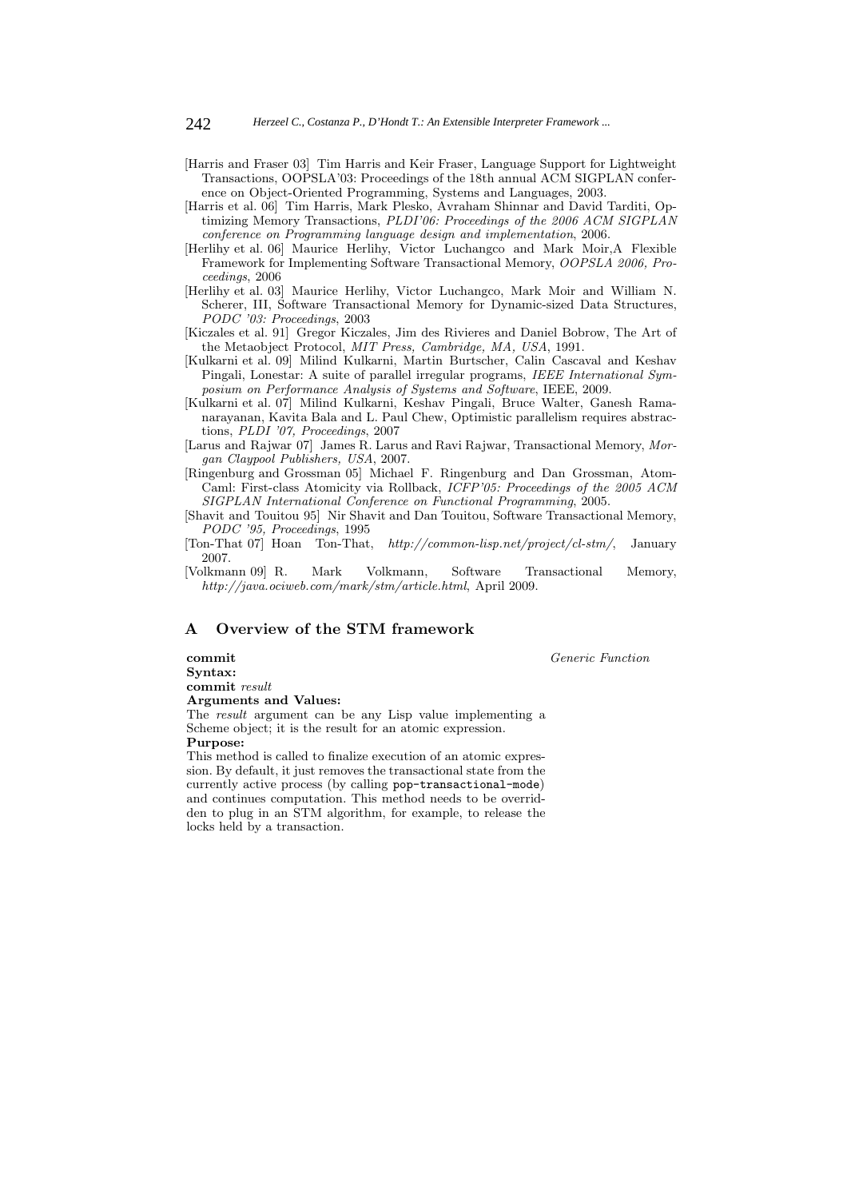[Harris and Fraser 03] Tim Harris and Keir Fraser, Language Support for Lightweight Transactions, OOPSLA'03: Proceedings of the 18th annual ACM SIGPLAN conference on Object-Oriented Programming, Systems and Languages, 2003.

[Harris et al. 06] Tim Harris, Mark Plesko, Avraham Shinnar and David Tarditi, Optimizing Memory Transactions, *PLDI'06: Proceedings of the 2006 ACM SIGPLAN conference on Programming language design and implementation*, 2006.

[Herlihy et al. 06] Maurice Herlihy, Victor Luchangco and Mark Moir,A Flexible Framework for Implementing Software Transactional Memory, *OOPSLA 2006, Proceedings*, 2006

[Herlihy et al. 03] Maurice Herlihy, Victor Luchangco, Mark Moir and William N. Scherer, III, Software Transactional Memory for Dynamic-sized Data Structures, *PODC '03: Proceedings*, 2003

[Kiczales et al. 91] Gregor Kiczales, Jim des Rivieres and Daniel Bobrow, The Art of the Metaobject Protocol, *MIT Press, Cambridge, MA, USA*, 1991.

[Kulkarni et al. 09] Milind Kulkarni, Martin Burtscher, Calin Cascaval and Keshav Pingali, Lonestar: A suite of parallel irregular programs, *IEEE International Symposium on Performance Analysis of Systems and Software*, IEEE, 2009.

[Kulkarni et al. 07] Milind Kulkarni, Keshav Pingali, Bruce Walter, Ganesh Ramanarayanan, Kavita Bala and L. Paul Chew, Optimistic parallelism requires abstractions, *PLDI '07, Proceedings*, 2007

[Larus and Rajwar 07] James R. Larus and Ravi Rajwar, Transactional Memory, *Morgan Claypool Publishers, USA*, 2007.

[Ringenburg and Grossman 05] Michael F. Ringenburg and Dan Grossman, AtomCaml: First-class Atomicity via Rollback, *ICFP'05: Proceedings of the 2005 ACM SIGPLAN International Conference on Functional Programming*, 2005.

[Shavit and Touitou 95] Nir Shavit and Dan Touitou, Software Transactional Memory, *PODC '95, Proceedings*, 1995

[Ton-That 07] Hoan Ton-That, *http://common-lisp.net/project/cl-stm/*, January 2007.

[Volkmann 09] R. Mark Volkmann, Software Transactional Memory, *http://java.ociweb.com/mark/stm/article.html*, April 2009.

## A Overview of the STM framework

**commit** *Generic Function*

**Syntax:**

**commit** *result*

**Arguments and Values:**

The *result* argument can be any Lisp value implementing a Scheme object; it is the result for an atomic expression.

**Purpose:**

This method is called to finalize execution of an atomic expression. By default, it just removes the transactional state from the currently active process (by calling `pop-transactional-mode`) and continues computation. This method needs to be overridden to plug in an STM algorithm, for example, to release the locks held by a transaction.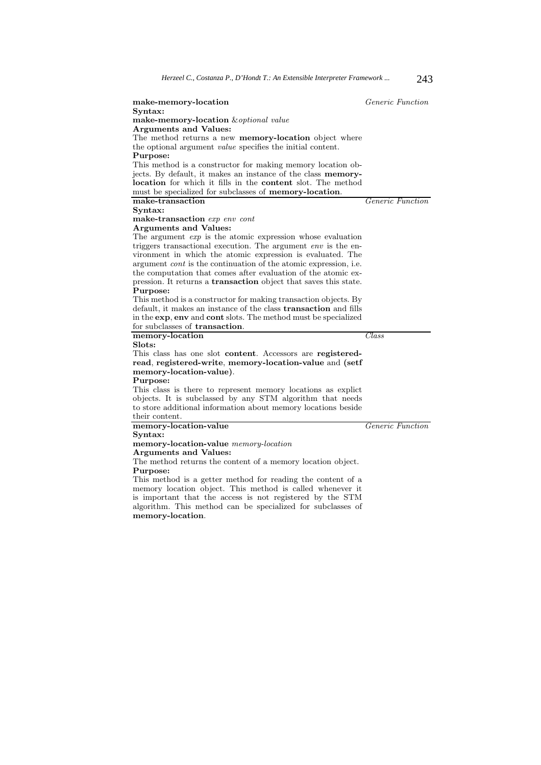**make-memory-location** *Generic Function*

**Syntax:**

**make-memory-location** &*optional value*

**Arguments and Values:**

The method returns a new **memory-location** object where the optional argument *value* specifies the initial content.

**Purpose:**

This method is a constructor for making memory location objects. By default, it makes an instance of the class **memory-location** for which it fills in the **content** slot. The method must be specialized for subclasses of **memory-location**.

---

**make-transaction** *Generic Function*

**Syntax:**

**make-transaction** *exp env cont*

**Arguments and Values:**

The argument *exp* is the atomic expression whose evaluation triggers transactional execution. The argument *env* is the environment in which the atomic expression is evaluated. The argument *cont* is the continuation of the atomic expression, i.e. the computation that comes after evaluation of the atomic expression. It returns a **transaction** object that saves this state.

**Purpose:**

This method is a constructor for making transaction objects. By default, it makes an instance of the class **transaction** and fills in the **exp**, **env** and **cont** slots. The method must be specialized for subclasses of **transaction**.

---

**memory-location** *Class*

**Slots:**

This class has one slot **content**. Accessors are **registered-read**, **registered-write**, **memory-location-value** and **(setf memory-location-value)**.

**Purpose:**

This class is there to represent memory locations as explict objects. It is subclassed by any STM algorithm that needs to store additional information about memory locations beside their content.

---

**memory-location-value** *Generic Function*

**Syntax:**

**memory-location-value** *memory-location*

**Arguments and Values:**

The method returns the content of a memory location object.

**Purpose:**

This method is a getter method for reading the content of a memory location object. This method is called whenever it is important that the access is not registered by the STM algorithm. This method can be specialized for subclasses of **memory-location**.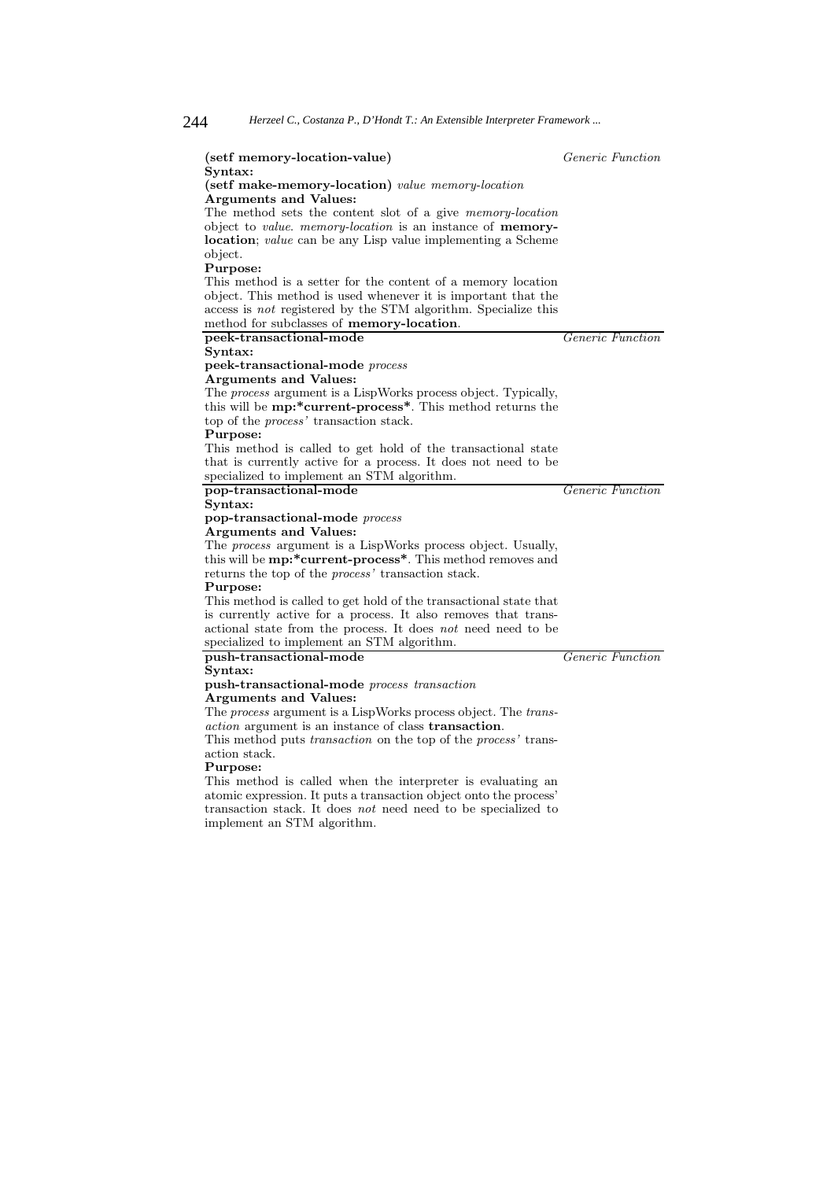**(setf memory-location-value)** *Generic Function*

**Syntax:**

**(setf make-memory-location)** *value memory-location*

**Arguments and Values:**

The method sets the content slot of a give *memory-location* object to *value*. *memory-location* is an instance of **memory-location**; *value* can be any Lisp value implementing a Scheme object.

**Purpose:**

This method is a setter for the content of a memory location object. This method is used whenever it is important that the access is *not* registered by the STM algorithm. Specialize this method for subclasses of **memory-location**.

---

**peek-transactional-mode** *Generic Function*

**Syntax:**

**peek-transactional-mode** *process*

**Arguments and Values:**

The *process* argument is a LispWorks process object. Typically, this will be **mp:*current-process***. This method returns the top of the *process'* transaction stack.

**Purpose:**

This method is called to get hold of the transactional state that is currently active for a process. It does not need to be specialized to implement an STM algorithm.

---

**pop-transactional-mode** *Generic Function*

**Syntax:**

**pop-transactional-mode** *process*

**Arguments and Values:**

The *process* argument is a LispWorks process object. Usually, this will be **mp:*current-process***. This method removes and returns the top of the *process'* transaction stack.

**Purpose:**

This method is called to get hold of the transactional state that is currently active for a process. It also removes that transactional state from the process. It does *not* need need to be specialized to implement an STM algorithm.

---

**push-transactional-mode** *Generic Function*

**Syntax:**

**push-transactional-mode** *process transaction*

**Arguments and Values:**

The *process* argument is a LispWorks process object. The *transaction* argument is an instance of class **transaction**.

This method puts *transaction* on the top of the *process'* transaction stack.

**Purpose:**

This method is called when the interpreter is evaluating an atomic expression. It puts a transaction object onto the process' transaction stack. It does *not* need need to be specialized to implement an STM algorithm.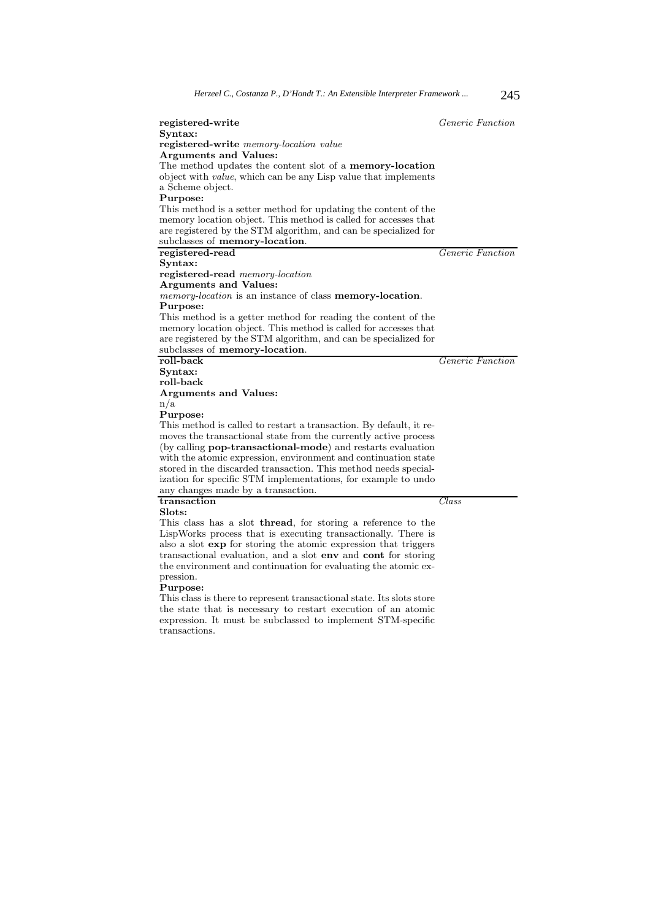**registered-write** *Generic Function*

**Syntax:**

**registered-write** *memory-location value*

**Arguments and Values:**

The method updates the content slot of a **memory-location** object with *value*, which can be any Lisp value that implements a Scheme object.

**Purpose:**

This method is a setter method for updating the content of the memory location object. This method is called for accesses that are registered by the STM algorithm, and can be specialized for subclasses of **memory-location**.

---

**registered-read** *Generic Function*

**Syntax:**

**registered-read** *memory-location*

**Arguments and Values:**

*memory-location* is an instance of class **memory-location**.

**Purpose:**

This method is a getter method for reading the content of the memory location object. This method is called for accesses that are registered by the STM algorithm, and can be specialized for subclasses of **memory-location**.

---

**roll-back** *Generic Function*

**Syntax:**

**roll-back**

**Arguments and Values:**

n/a

**Purpose:**

This method is called to restart a transaction. By default, it removes the transactional state from the currently active process (by calling **pop-transactional-mode**) and restarts evaluation with the atomic expression, environment and continuation state stored in the discarded transaction. This method needs specialization for specific STM implementations, for example to undo any changes made by a transaction.

---

**transaction** *Class*

**Slots:**

This class has a slot **thread**, for storing a reference to the LispWorks process that is executing transactionally. There is also a slot **exp** for storing the atomic expression that triggers transactional evaluation, and a slot **env** and **cont** for storing the environment and continuation for evaluating the atomic expression.

**Purpose:**

This class is there to represent transactional state. Its slots store the state that is necessary to restart execution of an atomic expression. It must be subclassed to implement STM-specific transactions.